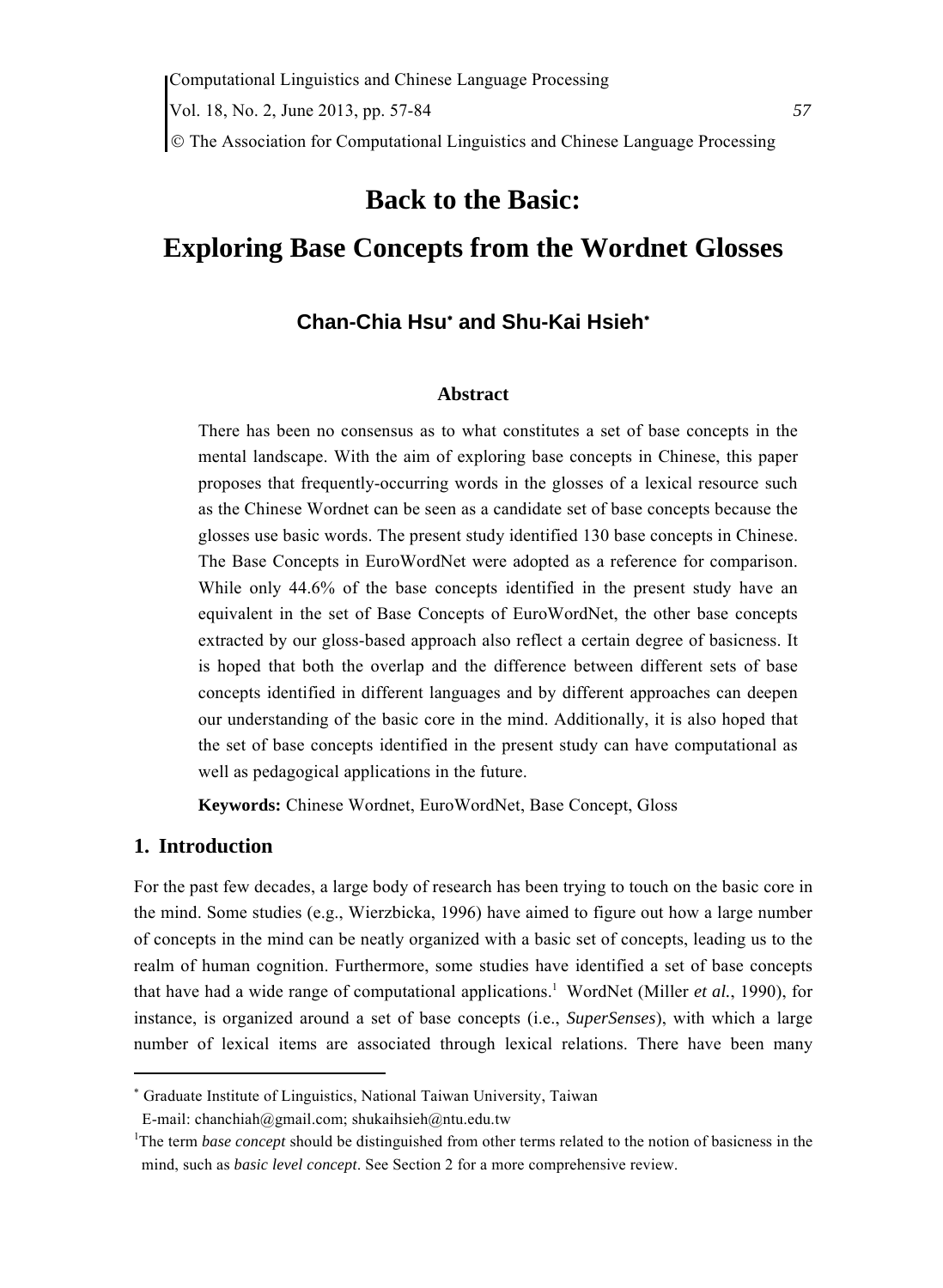# Back to the Basic: Exploring Base Concepts from the Wordnet Glosses

**Chan-Chia Hsu[*] and Shu-Kai Hsieh[*]**

### Abstract

There has been no consensus as to what constitutes a set of base concepts in the mental landscape. With the aim of exploring base concepts in Chinese, this paper proposes that frequently-occurring words in the glosses of a lexical resource such as the Chinese Wordnet can be seen as a candidate set of base concepts because the glosses use basic words. The present study identified 130 base concepts in Chinese. The Base Concepts in EuroWordNet were adopted as a reference for comparison. While only 44.6% of the base concepts identified in the present study have an equivalent in the set of Base Concepts of EuroWordNet, the other base concepts extracted by our gloss-based approach also reflect a certain degree of basicness. It is hoped that both the overlap and the difference between different sets of base concepts identified in different languages and by different approaches can deepen our understanding of the basic core in the mind. Additionally, it is also hoped that the set of base concepts identified in the present study can have computational as well as pedagogical applications in the future.

**Keywords:** Chinese Wordnet, EuroWordNet, Base Concept, Gloss

## 1. Introduction

For the past few decades, a large body of research has been trying to touch on the basic core in the mind. Some studies (e.g., Wierzbicka, 1996) have aimed to figure out how a large number of concepts in the mind can be neatly organized with a basic set of concepts, leading us to the realm of human cognition. Furthermore, some studies have identified a set of base concepts that have had a wide range of computational applications.[1] WordNet (Miller *et al.*, 1990), for instance, is organized around a set of base concepts (i.e., *SuperSenses*), with which a large number of lexical items are associated through lexical relations. There have been many

---

[*] Graduate Institute of Linguistics, National Taiwan University, Taiwan
E-mail: chanchiah@gmail.com; shukaihsieh@ntu.edu.tw

[1] The term *base concept* should be distinguished from other terms related to the notion of basicness in the mind, such as *basic level concept*. See Section 2 for a more comprehensive review.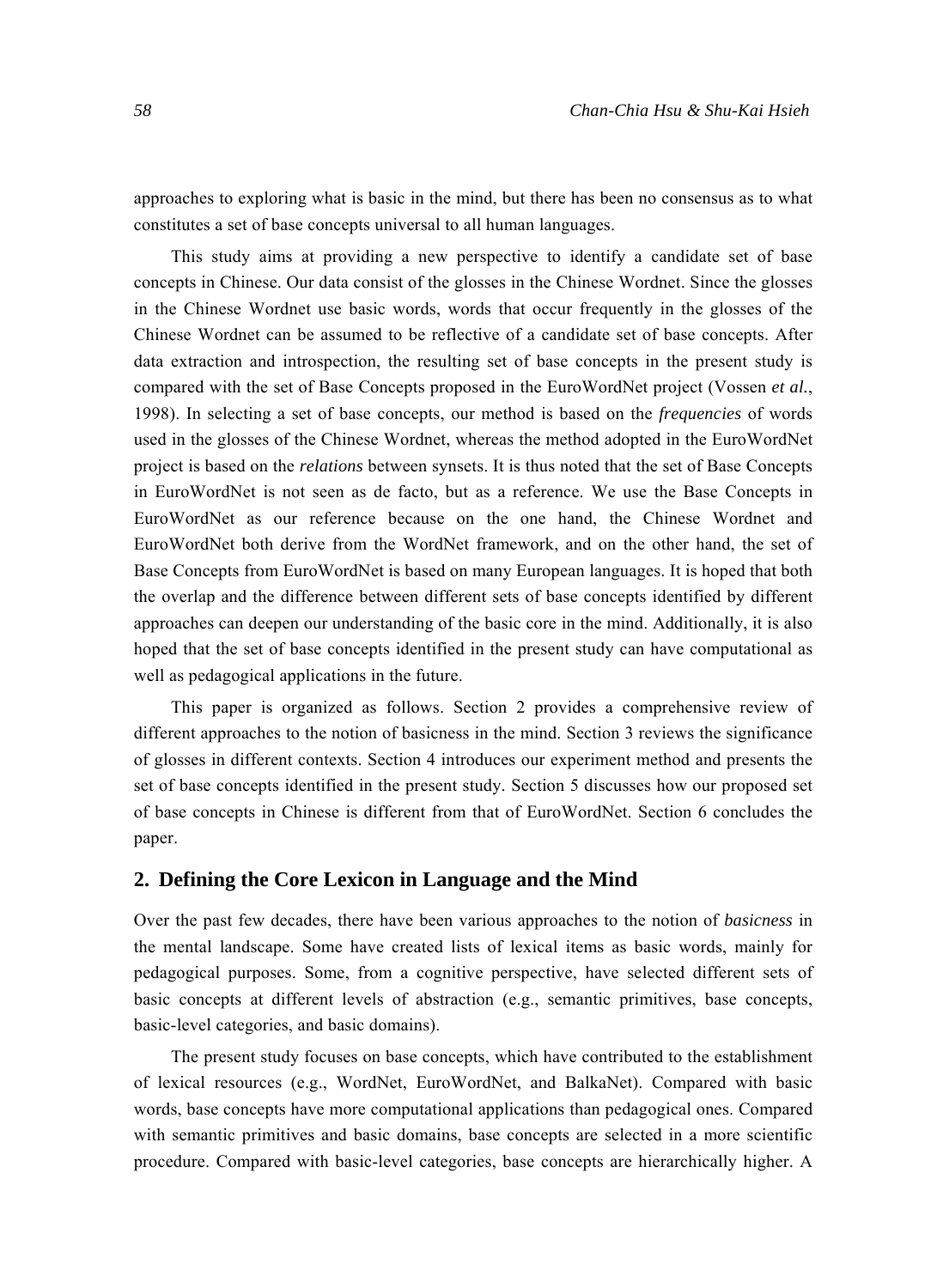approaches to exploring what is basic in the mind, but there has been no consensus as to what constitutes a set of base concepts universal to all human languages.

This study aims at providing a new perspective to identify a candidate set of base concepts in Chinese. Our data consist of the glosses in the Chinese Wordnet. Since the glosses in the Chinese Wordnet use basic words, words that occur frequently in the glosses of the Chinese Wordnet can be assumed to be reflective of a candidate set of base concepts. After data extraction and introspection, the resulting set of base concepts in the present study is compared with the set of Base Concepts proposed in the EuroWordNet project (Vossen *et al.*, 1998). In selecting a set of base concepts, our method is based on the *frequencies* of words used in the glosses of the Chinese Wordnet, whereas the method adopted in the EuroWordNet project is based on the *relations* between synsets. It is thus noted that the set of Base Concepts in EuroWordNet is not seen as de facto, but as a reference. We use the Base Concepts in EuroWordNet as our reference because on the one hand, the Chinese Wordnet and EuroWordNet both derive from the WordNet framework, and on the other hand, the set of Base Concepts from EuroWordNet is based on many European languages. It is hoped that both the overlap and the difference between different sets of base concepts identified by different approaches can deepen our understanding of the basic core in the mind. Additionally, it is also hoped that the set of base concepts identified in the present study can have computational as well as pedagogical applications in the future.

This paper is organized as follows. Section 2 provides a comprehensive review of different approaches to the notion of basicness in the mind. Section 3 reviews the significance of glosses in different contexts. Section 4 introduces our experiment method and presents the set of base concepts identified in the present study. Section 5 discusses how our proposed set of base concepts in Chinese is different from that of EuroWordNet. Section 6 concludes the paper.

## 2. Defining the Core Lexicon in Language and the Mind

Over the past few decades, there have been various approaches to the notion of *basicness* in the mental landscape. Some have created lists of lexical items as basic words, mainly for pedagogical purposes. Some, from a cognitive perspective, have selected different sets of basic concepts at different levels of abstraction (e.g., semantic primitives, base concepts, basic-level categories, and basic domains).

The present study focuses on base concepts, which have contributed to the establishment of lexical resources (e.g., WordNet, EuroWordNet, and BalkaNet). Compared with basic words, base concepts have more computational applications than pedagogical ones. Compared with semantic primitives and basic domains, base concepts are selected in a more scientific procedure. Compared with basic-level categories, base concepts are hierarchically higher. A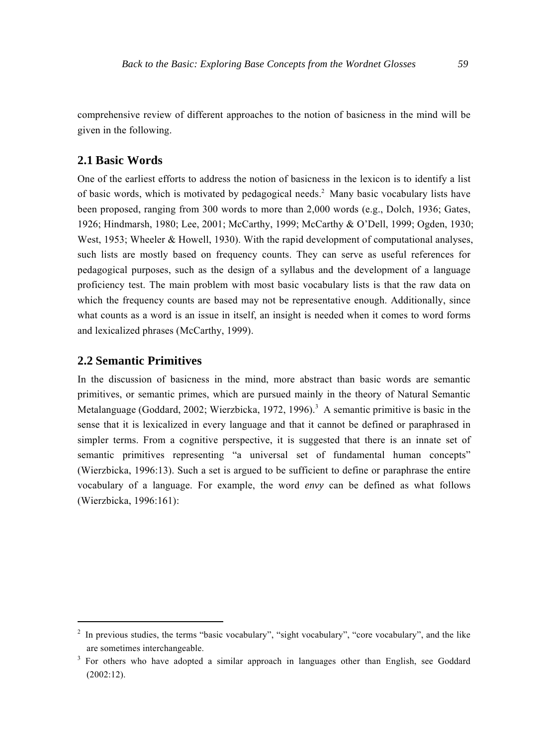comprehensive review of different approaches to the notion of basicness in the mind will be given in the following.

## 2.1 Basic Words

One of the earliest efforts to address the notion of basicness in the lexicon is to identify a list of basic words, which is motivated by pedagogical needs.[2] Many basic vocabulary lists have been proposed, ranging from 300 words to more than 2,000 words (e.g., Dolch, 1936; Gates, 1926; Hindmarsh, 1980; Lee, 2001; McCarthy, 1999; McCarthy & O'Dell, 1999; Ogden, 1930; West, 1953; Wheeler & Howell, 1930). With the rapid development of computational analyses, such lists are mostly based on frequency counts. They can serve as useful references for pedagogical purposes, such as the design of a syllabus and the development of a language proficiency test. The main problem with most basic vocabulary lists is that the raw data on which the frequency counts are based may not be representative enough. Additionally, since what counts as a word is an issue in itself, an insight is needed when it comes to word forms and lexicalized phrases (McCarthy, 1999).

## 2.2 Semantic Primitives

In the discussion of basicness in the mind, more abstract than basic words are semantic primitives, or semantic primes, which are pursued mainly in the theory of Natural Semantic Metalanguage (Goddard, 2002; Wierzbicka, 1972, 1996).[3] A semantic primitive is basic in the sense that it is lexicalized in every language and that it cannot be defined or paraphrased in simpler terms. From a cognitive perspective, it is suggested that there is an innate set of semantic primitives representing "a universal set of fundamental human concepts" (Wierzbicka, 1996:13). Such a set is argued to be sufficient to define or paraphrase the entire vocabulary of a language. For example, the word *envy* can be defined as what follows (Wierzbicka, 1996:161):

---

[2] In previous studies, the terms "basic vocabulary", "sight vocabulary", "core vocabulary", and the like are sometimes interchangeable.

[3] For others who have adopted a similar approach in languages other than English, see Goddard (2002:12).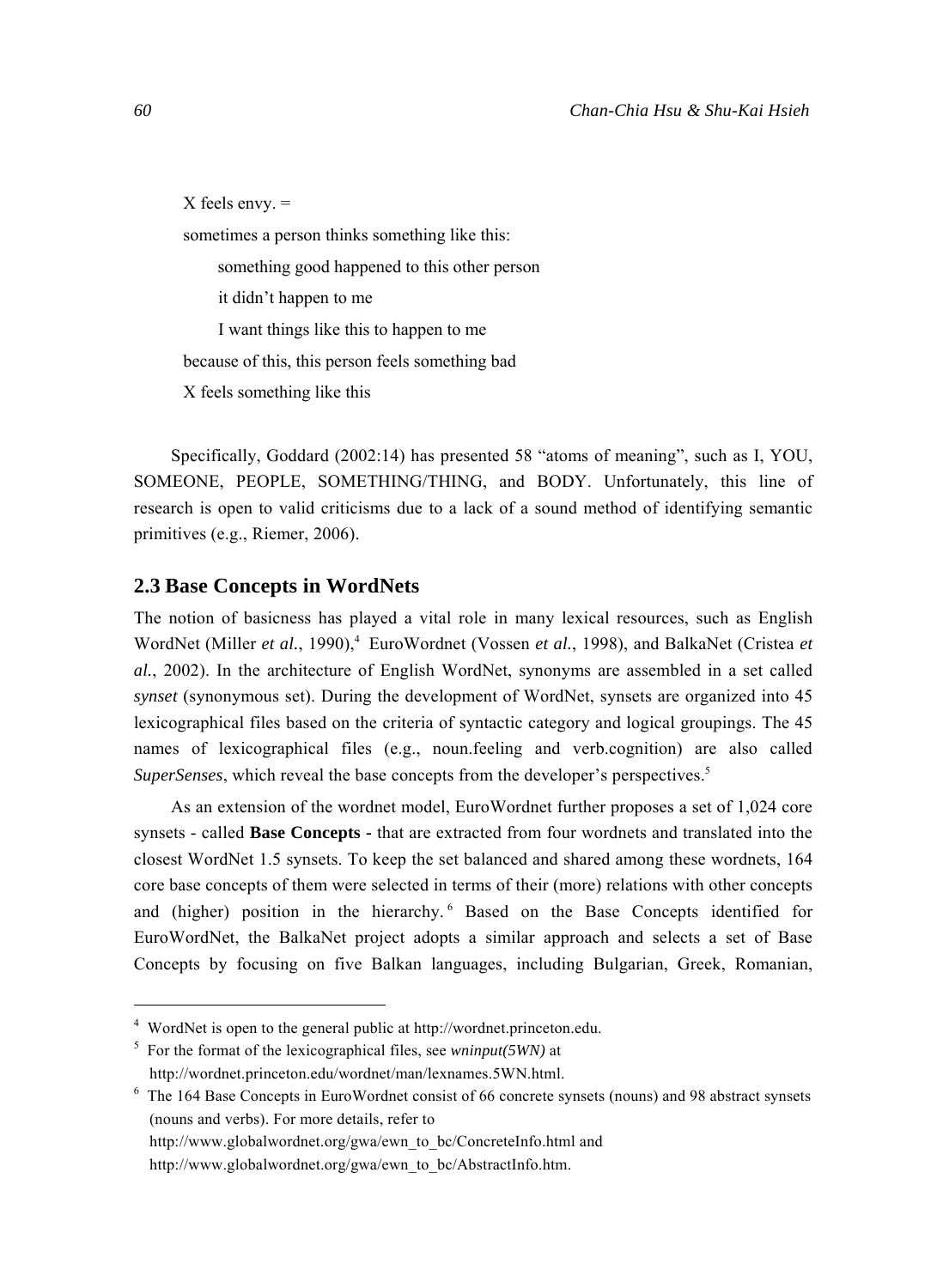X feels envy. =

sometimes a person thinks something like this:

    something good happened to this other person

    it didn't happen to me

    I want things like this to happen to me

because of this, this person feels something bad

X feels something like this

Specifically, Goddard (2002:14) has presented 58 "atoms of meaning", such as I, YOU, SOMEONE, PEOPLE, SOMETHING/THING, and BODY. Unfortunately, this line of research is open to valid criticisms due to a lack of a sound method of identifying semantic primitives (e.g., Riemer, 2006).

## 2.3 Base Concepts in WordNets

The notion of basicness has played a vital role in many lexical resources, such as English WordNet (Miller *et al.*, 1990),[4] EuroWordnet (Vossen *et al.*, 1998), and BalkaNet (Cristea *et al.*, 2002). In the architecture of English WordNet, synonyms are assembled in a set called *synset* (synonymous set). During the development of WordNet, synsets are organized into 45 lexicographical files based on the criteria of syntactic category and logical groupings. The 45 names of lexicographical files (e.g., noun.feeling and verb.cognition) are also called *SuperSenses*, which reveal the base concepts from the developer's perspectives.[5]

As an extension of the wordnet model, EuroWordnet further proposes a set of 1,024 core synsets - called **Base Concepts -** that are extracted from four wordnets and translated into the closest WordNet 1.5 synsets. To keep the set balanced and shared among these wordnets, 164 core base concepts of them were selected in terms of their (more) relations with other concepts and (higher) position in the hierarchy.[6] Based on the Base Concepts identified for EuroWordNet, the BalkaNet project adopts a similar approach and selects a set of Base Concepts by focusing on five Balkan languages, including Bulgarian, Greek, Romanian,

---

[4] WordNet is open to the general public at http://wordnet.princeton.edu.

[5] For the format of the lexicographical files, see *wninput(5WN)* at http://wordnet.princeton.edu/wordnet/man/lexnames.5WN.html.

[6] The 164 Base Concepts in EuroWordnet consist of 66 concrete synsets (nouns) and 98 abstract synsets (nouns and verbs). For more details, refer to http://www.globalwordnet.org/gwa/ewn_to_bc/ConcreteInfo.html and http://www.globalwordnet.org/gwa/ewn_to_bc/AbstractInfo.htm.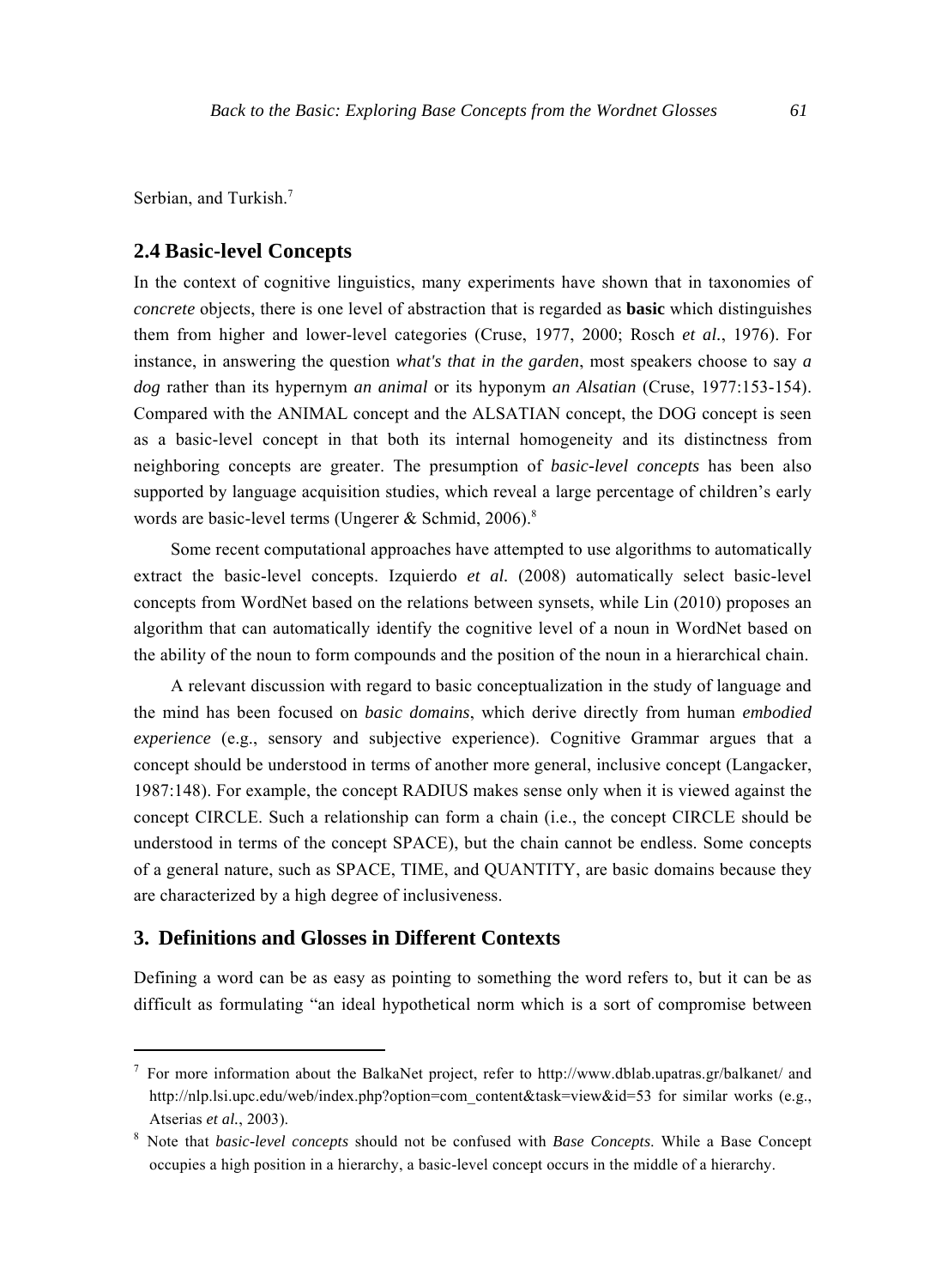Serbian, and Turkish.[7]

## 2.4 Basic-level Concepts

In the context of cognitive linguistics, many experiments have shown that in taxonomies of *concrete* objects, there is one level of abstraction that is regarded as **basic** which distinguishes them from higher and lower-level categories (Cruse, 1977, 2000; Rosch *et al.*, 1976). For instance, in answering the question *what's that in the garden*, most speakers choose to say *a dog* rather than its hypernym *an animal* or its hyponym *an Alsatian* (Cruse, 1977:153-154). Compared with the ANIMAL concept and the ALSATIAN concept, the DOG concept is seen as a basic-level concept in that both its internal homogeneity and its distinctness from neighboring concepts are greater. The presumption of *basic-level concepts* has been also supported by language acquisition studies, which reveal a large percentage of children's early words are basic-level terms (Ungerer & Schmid, 2006).[8]

Some recent computational approaches have attempted to use algorithms to automatically extract the basic-level concepts. Izquierdo *et al.* (2008) automatically select basic-level concepts from WordNet based on the relations between synsets, while Lin (2010) proposes an algorithm that can automatically identify the cognitive level of a noun in WordNet based on the ability of the noun to form compounds and the position of the noun in a hierarchical chain.

A relevant discussion with regard to basic conceptualization in the study of language and the mind has been focused on *basic domains*, which derive directly from human *embodied experience* (e.g., sensory and subjective experience). Cognitive Grammar argues that a concept should be understood in terms of another more general, inclusive concept (Langacker, 1987:148). For example, the concept RADIUS makes sense only when it is viewed against the concept CIRCLE. Such a relationship can form a chain (i.e., the concept CIRCLE should be understood in terms of the concept SPACE), but the chain cannot be endless. Some concepts of a general nature, such as SPACE, TIME, and QUANTITY, are basic domains because they are characterized by a high degree of inclusiveness.

# 3. Definitions and Glosses in Different Contexts

Defining a word can be as easy as pointing to something the word refers to, but it can be as difficult as formulating "an ideal hypothetical norm which is a sort of compromise between

---

[7] For more information about the BalkaNet project, refer to http://www.dblab.upatras.gr/balkanet/ and http://nlp.lsi.upc.edu/web/index.php?option=com_content&task=view&id=53 for similar works (e.g., Atserias *et al.*, 2003).

[8] Note that *basic-level concepts* should not be confused with *Base Concepts*. While a Base Concept occupies a high position in a hierarchy, a basic-level concept occurs in the middle of a hierarchy.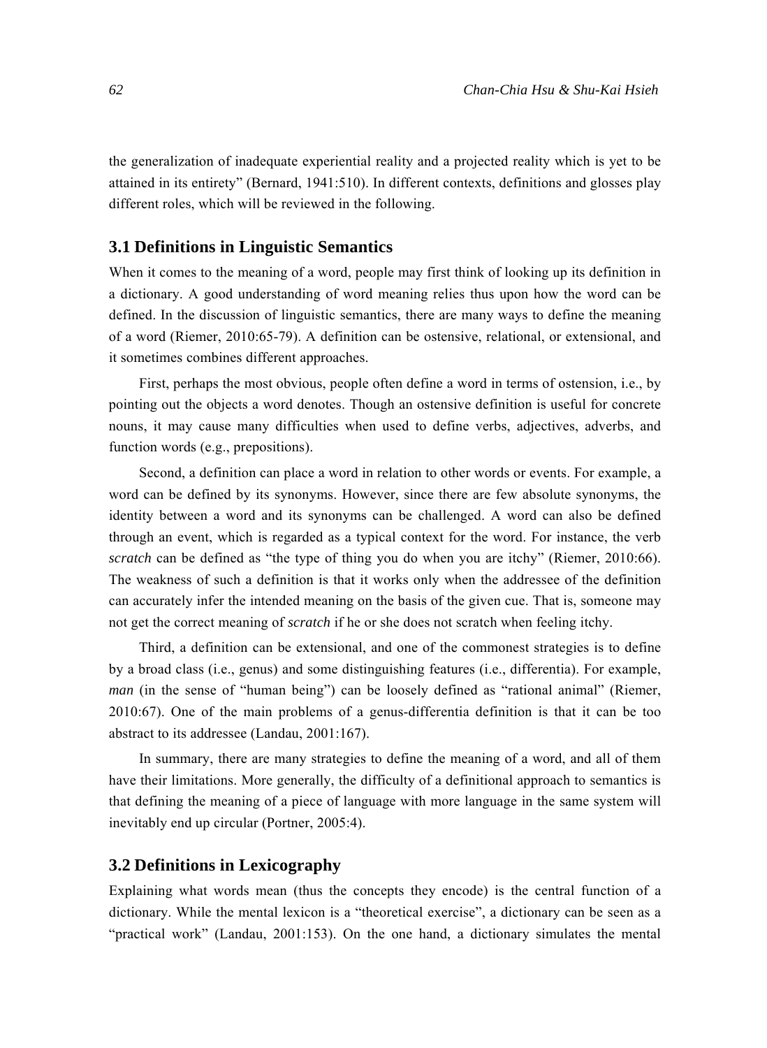the generalization of inadequate experiential reality and a projected reality which is yet to be attained in its entirety" (Bernard, 1941:510). In different contexts, definitions and glosses play different roles, which will be reviewed in the following.

### 3.1 Definitions in Linguistic Semantics

When it comes to the meaning of a word, people may first think of looking up its definition in a dictionary. A good understanding of word meaning relies thus upon how the word can be defined. In the discussion of linguistic semantics, there are many ways to define the meaning of a word (Riemer, 2010:65-79). A definition can be ostensive, relational, or extensional, and it sometimes combines different approaches.

First, perhaps the most obvious, people often define a word in terms of ostension, i.e., by pointing out the objects a word denotes. Though an ostensive definition is useful for concrete nouns, it may cause many difficulties when used to define verbs, adjectives, adverbs, and function words (e.g., prepositions).

Second, a definition can place a word in relation to other words or events. For example, a word can be defined by its synonyms. However, since there are few absolute synonyms, the identity between a word and its synonyms can be challenged. A word can also be defined through an event, which is regarded as a typical context for the word. For instance, the verb *scratch* can be defined as "the type of thing you do when you are itchy" (Riemer, 2010:66). The weakness of such a definition is that it works only when the addressee of the definition can accurately infer the intended meaning on the basis of the given cue. That is, someone may not get the correct meaning of *scratch* if he or she does not scratch when feeling itchy.

Third, a definition can be extensional, and one of the commonest strategies is to define by a broad class (i.e., genus) and some distinguishing features (i.e., differentia). For example, *man* (in the sense of "human being") can be loosely defined as "rational animal" (Riemer, 2010:67). One of the main problems of a genus-differentia definition is that it can be too abstract to its addressee (Landau, 2001:167).

In summary, there are many strategies to define the meaning of a word, and all of them have their limitations. More generally, the difficulty of a definitional approach to semantics is that defining the meaning of a piece of language with more language in the same system will inevitably end up circular (Portner, 2005:4).

### 3.2 Definitions in Lexicography

Explaining what words mean (thus the concepts they encode) is the central function of a dictionary. While the mental lexicon is a "theoretical exercise", a dictionary can be seen as a "practical work" (Landau, 2001:153). On the one hand, a dictionary simulates the mental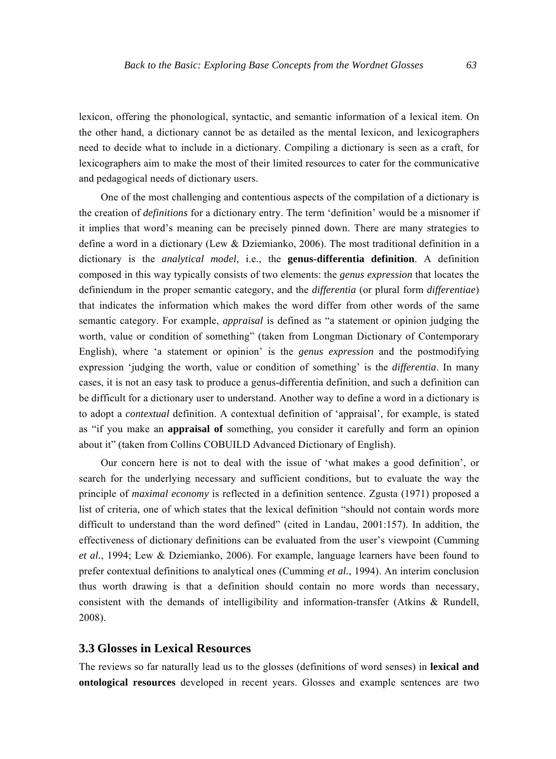lexicon, offering the phonological, syntactic, and semantic information of a lexical item. On the other hand, a dictionary cannot be as detailed as the mental lexicon, and lexicographers need to decide what to include in a dictionary. Compiling a dictionary is seen as a craft, for lexicographers aim to make the most of their limited resources to cater for the communicative and pedagogical needs of dictionary users.

One of the most challenging and contentious aspects of the compilation of a dictionary is the creation of *definitions* for a dictionary entry. The term 'definition' would be a misnomer if it implies that word's meaning can be precisely pinned down. There are many strategies to define a word in a dictionary (Lew & Dziemianko, 2006). The most traditional definition in a dictionary is the *analytical model*, i.e., the **genus-differentia definition**. A definition composed in this way typically consists of two elements: the *genus expression* that locates the definiendum in the proper semantic category, and the *differentia* (or plural form *differentiae*) that indicates the information which makes the word differ from other words of the same semantic category. For example, *appraisal* is defined as "a statement or opinion judging the worth, value or condition of something" (taken from Longman Dictionary of Contemporary English), where 'a statement or opinion' is the *genus expression* and the postmodifying expression 'judging the worth, value or condition of something' is the *differentia*. In many cases, it is not an easy task to produce a genus-differentia definition, and such a definition can be difficult for a dictionary user to understand. Another way to define a word in a dictionary is to adopt a *contextual* definition. A contextual definition of 'appraisal', for example, is stated as "if you make an **appraisal of** something, you consider it carefully and form an opinion about it" (taken from Collins COBUILD Advanced Dictionary of English).

Our concern here is not to deal with the issue of 'what makes a good definition', or search for the underlying necessary and sufficient conditions, but to evaluate the way the principle of *maximal economy* is reflected in a definition sentence. Zgusta (1971) proposed a list of criteria, one of which states that the lexical definition "should not contain words more difficult to understand than the word defined" (cited in Landau, 2001:157). In addition, the effectiveness of dictionary definitions can be evaluated from the user's viewpoint (Cumming *et al.*, 1994; Lew & Dziemianko, 2006). For example, language learners have been found to prefer contextual definitions to analytical ones (Cumming *et al.*, 1994). An interim conclusion thus worth drawing is that a definition should contain no more words than necessary, consistent with the demands of intelligibility and information-transfer (Atkins & Rundell, 2008).

### 3.3 Glosses in Lexical Resources

The reviews so far naturally lead us to the glosses (definitions of word senses) in **lexical and ontological resources** developed in recent years. Glosses and example sentences are two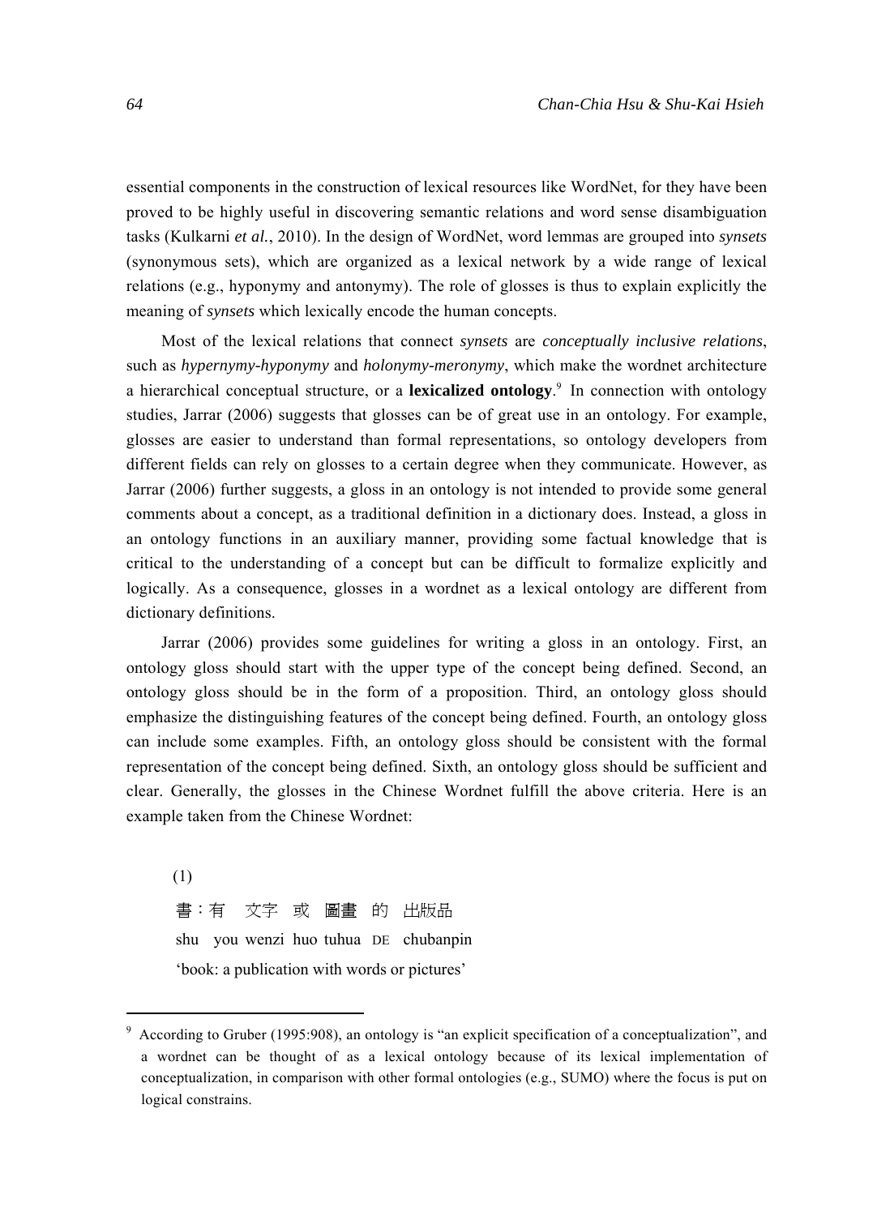essential components in the construction of lexical resources like WordNet, for they have been proved to be highly useful in discovering semantic relations and word sense disambiguation tasks (Kulkarni *et al.*, 2010). In the design of WordNet, word lemmas are grouped into *synsets* (synonymous sets), which are organized as a lexical network by a wide range of lexical relations (e.g., hyponymy and antonymy). The role of glosses is thus to explain explicitly the meaning of *synsets* which lexically encode the human concepts.

Most of the lexical relations that connect *synsets* are *conceptually inclusive relations*, such as *hypernymy-hyponymy* and *holonymy-meronymy*, which make the wordnet architecture a hierarchical conceptual structure, or a **lexicalized ontology**.[9] In connection with ontology studies, Jarrar (2006) suggests that glosses can be of great use in an ontology. For example, glosses are easier to understand than formal representations, so ontology developers from different fields can rely on glosses to a certain degree when they communicate. However, as Jarrar (2006) further suggests, a gloss in an ontology is not intended to provide some general comments about a concept, as a traditional definition in a dictionary does. Instead, a gloss in an ontology functions in an auxiliary manner, providing some factual knowledge that is critical to the understanding of a concept but can be difficult to formalize explicitly and logically. As a consequence, glosses in a wordnet as a lexical ontology are different from dictionary definitions.

Jarrar (2006) provides some guidelines for writing a gloss in an ontology. First, an ontology gloss should start with the upper type of the concept being defined. Second, an ontology gloss should be in the form of a proposition. Third, an ontology gloss should emphasize the distinguishing features of the concept being defined. Fourth, an ontology gloss can include some examples. Fifth, an ontology gloss should be consistent with the formal representation of the concept being defined. Sixth, an ontology gloss should be sufficient and clear. Generally, the glosses in the Chinese Wordnet fulfill the above criteria. Here is an example taken from the Chinese Wordnet:

(1)

書：有 文字 或 圖畫 的 出版品

shu you wenzi huo tuhua DE chubanpin

'book: a publication with words or pictures'

---

[9] According to Gruber (1995:908), an ontology is "an explicit specification of a conceptualization", and a wordnet can be thought of as a lexical ontology because of its lexical implementation of conceptualization, in comparison with other formal ontologies (e.g., SUMO) where the focus is put on logical constrains.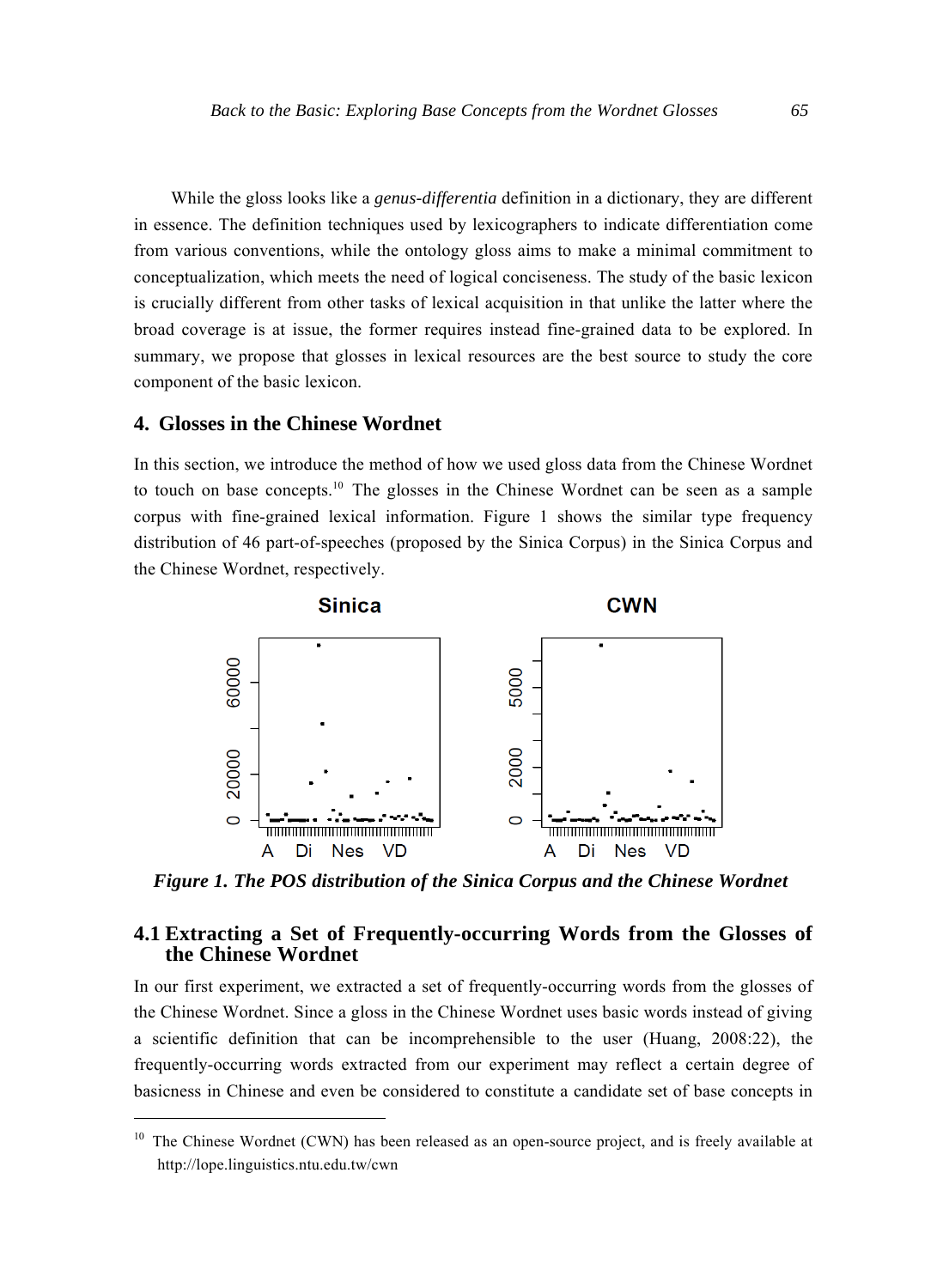While the gloss looks like a *genus-differentia* definition in a dictionary, they are different in essence. The definition techniques used by lexicographers to indicate differentiation come from various conventions, while the ontology gloss aims to make a minimal commitment to conceptualization, which meets the need of logical conciseness. The study of the basic lexicon is crucially different from other tasks of lexical acquisition in that unlike the latter where the broad coverage is at issue, the former requires instead fine-grained data to be explored. In summary, we propose that glosses in lexical resources are the best source to study the core component of the basic lexicon.

## 4. Glosses in the Chinese Wordnet

In this section, we introduce the method of how we used gloss data from the Chinese Wordnet to touch on base concepts.[10] The glosses in the Chinese Wordnet can be seen as a sample corpus with fine-grained lexical information. Figure 1 shows the similar type frequency distribution of 46 part-of-speeches (proposed by the Sinica Corpus) in the Sinica Corpus and the Chinese Wordnet, respectively.

***Figure 1. The POS distribution of the Sinica Corpus and the Chinese Wordnet***

### 4.1 Extracting a Set of Frequently-occurring Words from the Glosses of the Chinese Wordnet

In our first experiment, we extracted a set of frequently-occurring words from the glosses of the Chinese Wordnet. Since a gloss in the Chinese Wordnet uses basic words instead of giving a scientific definition that can be incomprehensible to the user (Huang, 2008:22), the frequently-occurring words extracted from our experiment may reflect a certain degree of basicness in Chinese and even be considered to constitute a candidate set of base concepts in

[10] The Chinese Wordnet (CWN) has been released as an open-source project, and is freely available at http://lope.linguistics.ntu.edu.tw/cwn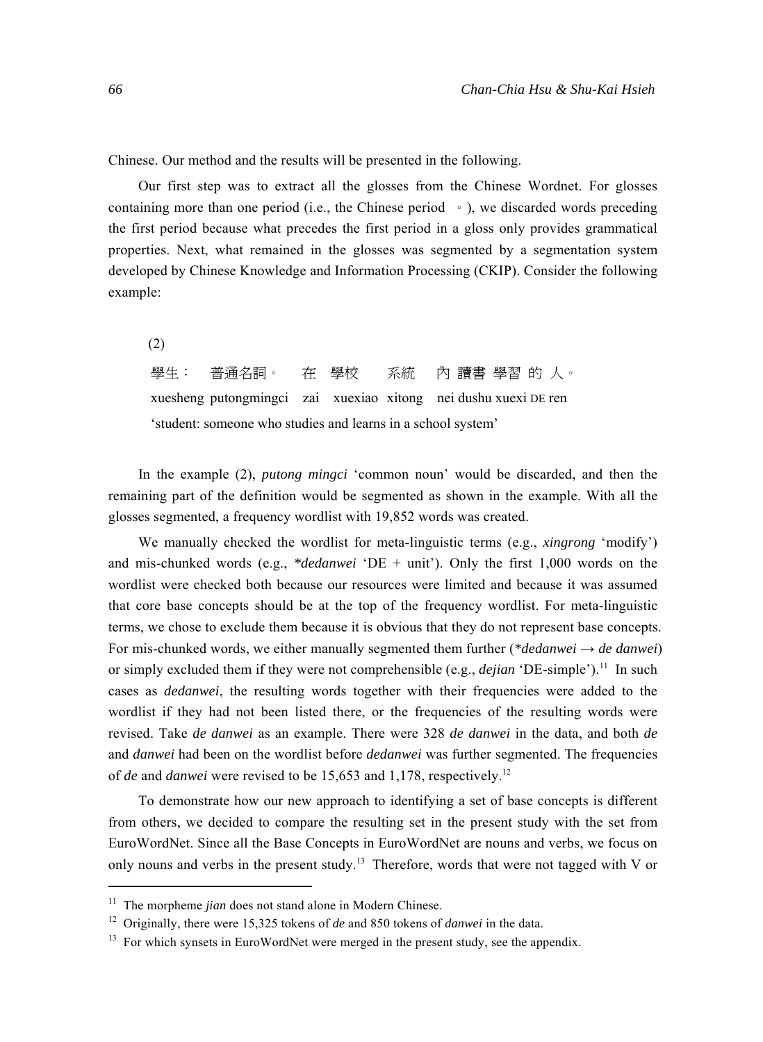Chinese. Our method and the results will be presented in the following.

Our first step was to extract all the glosses from the Chinese Wordnet. For glosses containing more than one period (i.e., the Chinese period 。), we discarded words preceding the first period because what precedes the first period in a gloss only provides grammatical properties. Next, what remained in the glosses was segmented by a segmentation system developed by Chinese Knowledge and Information Processing (CKIP). Consider the following example:

(2)

學生： 普通名詞。 在 學校 系統 內 讀書 學習 的 人。

xuesheng putongmingci zai xuexiao xitong nei dushu xuexi DE ren

'student: someone who studies and learns in a school system'

In the example (2), *putong mingci* 'common noun' would be discarded, and then the remaining part of the definition would be segmented as shown in the example. With all the glosses segmented, a frequency wordlist with 19,852 words was created.

We manually checked the wordlist for meta-linguistic terms (e.g., *xingrong* 'modify') and mis-chunked words (e.g., *\*dedanwei* 'DE + unit'). Only the first 1,000 words on the wordlist were checked both because our resources were limited and because it was assumed that core base concepts should be at the top of the frequency wordlist. For meta-linguistic terms, we chose to exclude them because it is obvious that they do not represent base concepts. For mis-chunked words, we either manually segmented them further (*\*dedanwei → de danwei*) or simply excluded them if they were not comprehensible (e.g., *dejian* 'DE-simple').[11] In such cases as *dedanwei*, the resulting words together with their frequencies were added to the wordlist if they had not been listed there, or the frequencies of the resulting words were revised. Take *de danwei* as an example. There were 328 *de danwei* in the data, and both *de* and *danwei* had been on the wordlist before *dedanwei* was further segmented. The frequencies of *de* and *danwei* were revised to be 15,653 and 1,178, respectively.[12]

To demonstrate how our new approach to identifying a set of base concepts is different from others, we decided to compare the resulting set in the present study with the set from EuroWordNet. Since all the Base Concepts in EuroWordNet are nouns and verbs, we focus on only nouns and verbs in the present study.[13] Therefore, words that were not tagged with V or

---

[11] The morpheme *jian* does not stand alone in Modern Chinese.

[12] Originally, there were 15,325 tokens of *de* and 850 tokens of *danwei* in the data.

[13] For which synsets in EuroWordNet were merged in the present study, see the appendix.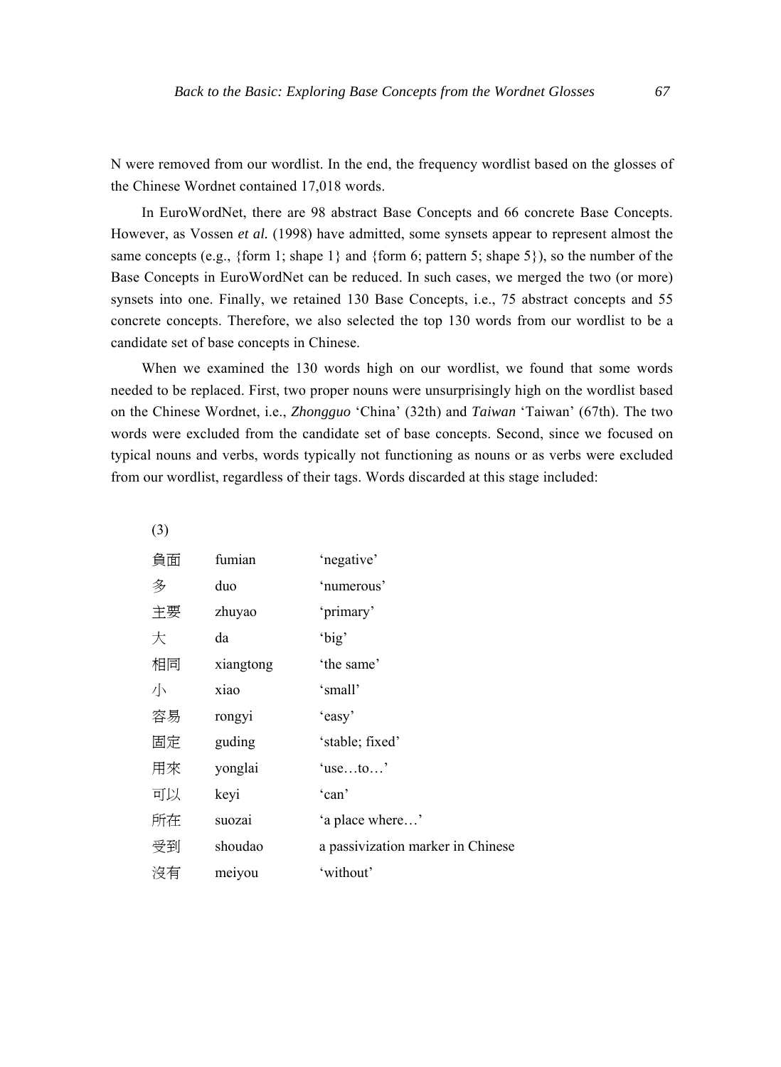N were removed from our wordlist. In the end, the frequency wordlist based on the glosses of the Chinese Wordnet contained 17,018 words.

In EuroWordNet, there are 98 abstract Base Concepts and 66 concrete Base Concepts. However, as Vossen *et al.* (1998) have admitted, some synsets appear to represent almost the same concepts (e.g., {form 1; shape 1} and {form 6; pattern 5; shape 5}), so the number of the Base Concepts in EuroWordNet can be reduced. In such cases, we merged the two (or more) synsets into one. Finally, we retained 130 Base Concepts, i.e., 75 abstract concepts and 55 concrete concepts. Therefore, we also selected the top 130 words from our wordlist to be a candidate set of base concepts in Chinese.

When we examined the 130 words high on our wordlist, we found that some words needed to be replaced. First, two proper nouns were unsurprisingly high on the wordlist based on the Chinese Wordnet, i.e., *Zhongguo* 'China' (32th) and *Taiwan* 'Taiwan' (67th). The two words were excluded from the candidate set of base concepts. Second, since we focused on typical nouns and verbs, words typically not functioning as nouns or as verbs were excluded from our wordlist, regardless of their tags. Words discarded at this stage included:

(3)

| | | |
|---|---|---|
| 負面 | fumian | 'negative' |
| 多 | duo | 'numerous' |
| 主要 | zhuyao | 'primary' |
| 大 | da | 'big' |
| 相同 | xiangtong | 'the same' |
| 小 | xiao | 'small' |
| 容易 | rongyi | 'easy' |
| 固定 | guding | 'stable; fixed' |
| 用來 | yonglai | 'use…to…' |
| 可以 | keyi | 'can' |
| 所在 | suozai | 'a place where…' |
| 受到 | shoudao | a passivization marker in Chinese |
| 沒有 | meiyou | 'without' |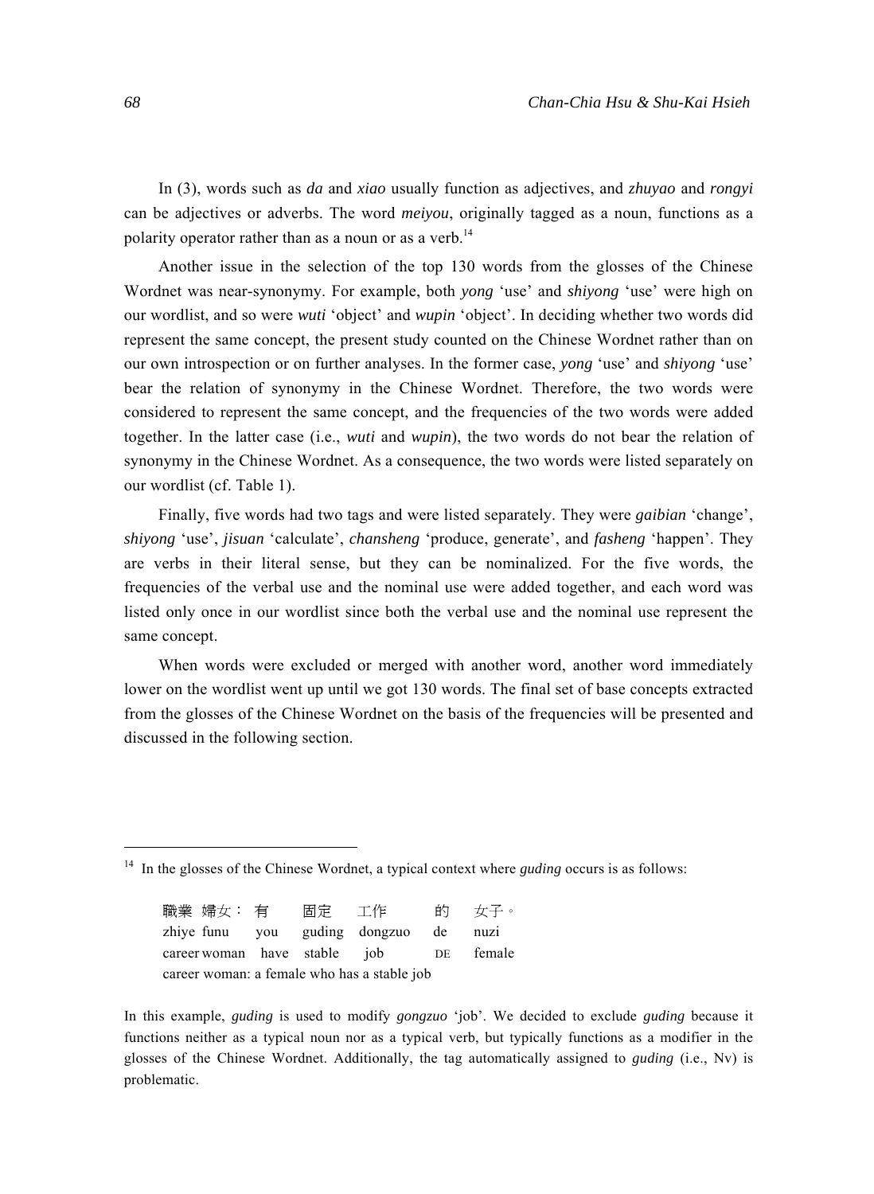In (3), words such as *da* and *xiao* usually function as adjectives, and *zhuyao* and *rongyi* can be adjectives or adverbs. The word *meiyou*, originally tagged as a noun, functions as a polarity operator rather than as a noun or as a verb.[14]

Another issue in the selection of the top 130 words from the glosses of the Chinese Wordnet was near-synonymy. For example, both *yong* 'use' and *shiyong* 'use' were high on our wordlist, and so were *wuti* 'object' and *wupin* 'object'. In deciding whether two words did represent the same concept, the present study counted on the Chinese Wordnet rather than on our own introspection or on further analyses. In the former case, *yong* 'use' and *shiyong* 'use' bear the relation of synonymy in the Chinese Wordnet. Therefore, the two words were considered to represent the same concept, and the frequencies of the two words were added together. In the latter case (i.e., *wuti* and *wupin*), the two words do not bear the relation of synonymy in the Chinese Wordnet. As a consequence, the two words were listed separately on our wordlist (cf. Table 1).

Finally, five words had two tags and were listed separately. They were *gaibian* 'change', *shiyong* 'use', *jisuan* 'calculate', *chansheng* 'produce, generate', and *fasheng* 'happen'. They are verbs in their literal sense, but they can be nominalized. For the five words, the frequencies of the verbal use and the nominal use were added together, and each word was listed only once in our wordlist since both the verbal use and the nominal use represent the same concept.

When words were excluded or merged with another word, another word immediately lower on the wordlist went up until we got 130 words. The final set of base concepts extracted from the glosses of the Chinese Wordnet on the basis of the frequencies will be presented and discussed in the following section.

---

[14] In the glosses of the Chinese Wordnet, a typical context where *guding* occurs is as follows:

| 職業 婦女： | 有 | 固定 | 工作 | 的 | 女子。 |
|---|---|---|---|---|---|
| zhiye funu | you | guding | dongzuo | de | nuzi |
| career woman | have | stable | job | DE | female |

career woman: a female who has a stable job

In this example, *guding* is used to modify *gongzuo* 'job'. We decided to exclude *guding* because it functions neither as a typical noun nor as a typical verb, but typically functions as a modifier in the glosses of the Chinese Wordnet. Additionally, the tag automatically assigned to *guding* (i.e., Nv) is problematic.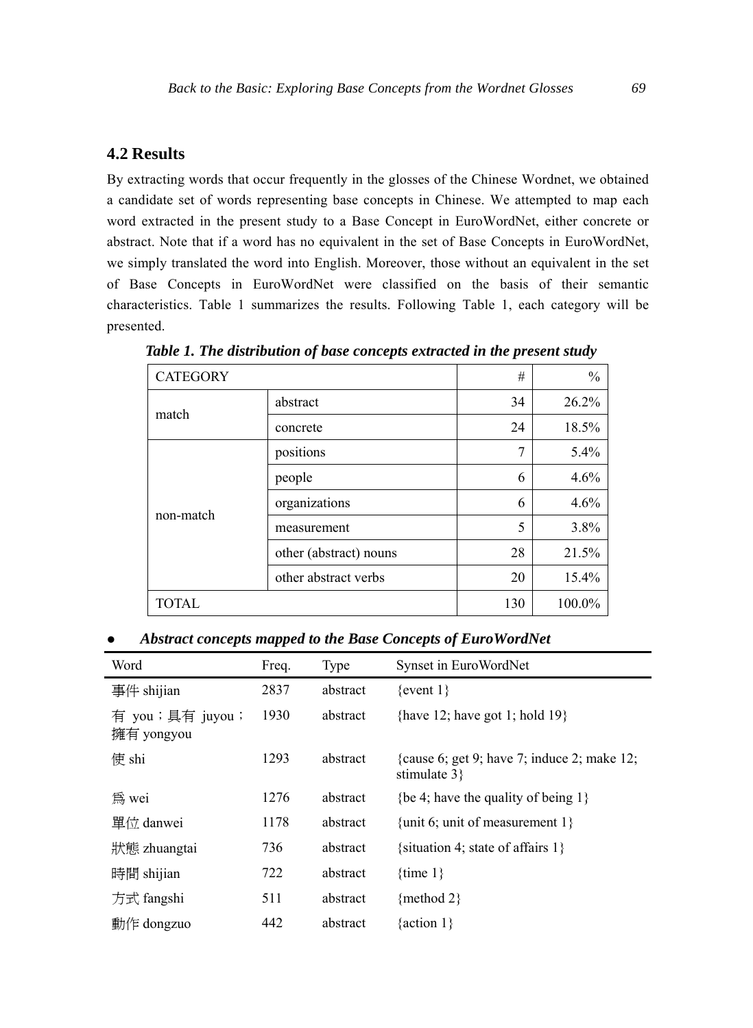## 4.2 Results

By extracting words that occur frequently in the glosses of the Chinese Wordnet, we obtained a candidate set of words representing base concepts in Chinese. We attempted to map each word extracted in the present study to a Base Concept in EuroWordNet, either concrete or abstract. Note that if a word has no equivalent in the set of Base Concepts in EuroWordNet, we simply translated the word into English. Moreover, those without an equivalent in the set of Base Concepts in EuroWordNet were classified on the basis of their semantic characteristics. Table 1 summarizes the results. Following Table 1, each category will be presented.

***Table 1. The distribution of base concepts extracted in the present study***

| CATEGORY | | # | % |
|---|---|---|---|
| match | abstract | 34 | 26.2% |
| | concrete | 24 | 18.5% |
| non-match | positions | 7 | 5.4% |
| | people | 6 | 4.6% |
| | organizations | 6 | 4.6% |
| | measurement | 5 | 3.8% |
| | other (abstract) nouns | 28 | 21.5% |
| | other abstract verbs | 20 | 15.4% |
| TOTAL | | 130 | 100.0% |

- ***Abstract concepts mapped to the Base Concepts of EuroWordNet***

| Word | Freq. | Type | Synset in EuroWordNet |
|---|---|---|---|
| 事件 shijian | 2837 | abstract | {event 1} |
| 有 you；具有 juyou；擁有 yongyou | 1930 | abstract | {have 12; have got 1; hold 19} |
| 使 shi | 1293 | abstract | {cause 6; get 9; have 7; induce 2; make 12; stimulate 3} |
| 爲 wei | 1276 | abstract | {be 4; have the quality of being 1} |
| 單位 danwei | 1178 | abstract | {unit 6; unit of measurement 1} |
| 狀態 zhuangtai | 736 | abstract | {situation 4; state of affairs 1} |
| 時間 shijian | 722 | abstract | {time 1} |
| 方式 fangshi | 511 | abstract | {method 2} |
| 動作 dongzuo | 442 | abstract | {action 1} |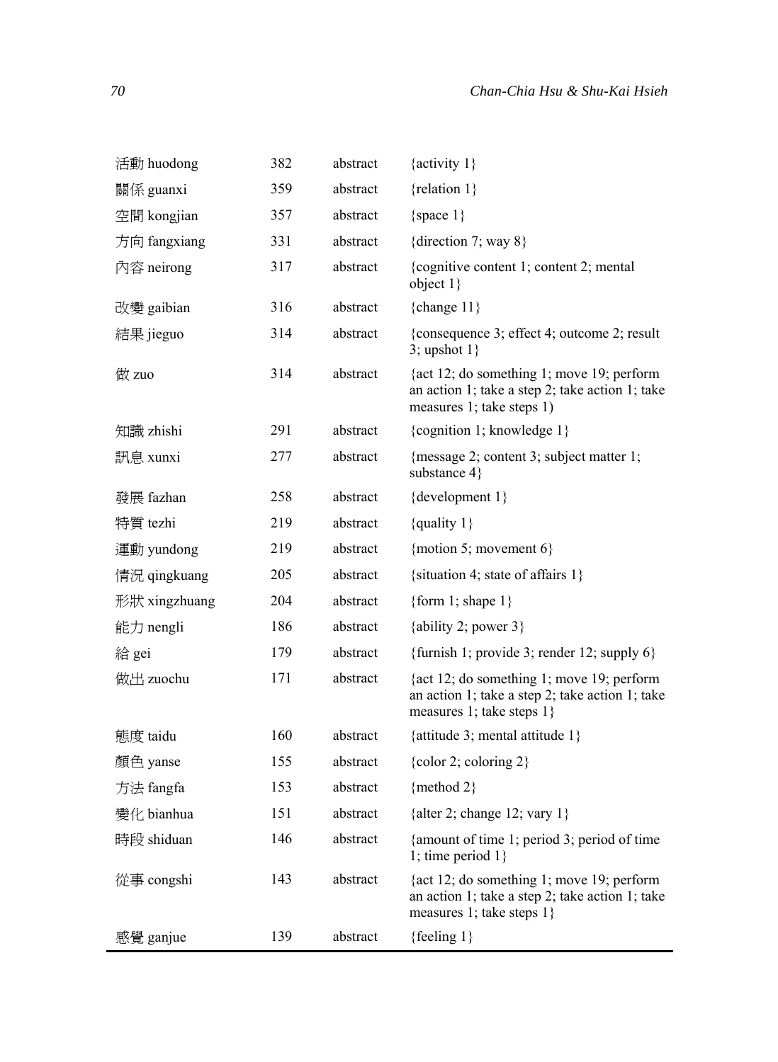| | | | |
|---|---|---|---|
| 活動 huodong | 382 | abstract | {activity 1} |
| 關係 guanxi | 359 | abstract | {relation 1} |
| 空間 kongjian | 357 | abstract | {space 1} |
| 方向 fangxiang | 331 | abstract | {direction 7; way 8} |
| 內容 neirong | 317 | abstract | {cognitive content 1; content 2; mental object 1} |
| 改變 gaibian | 316 | abstract | {change 11} |
| 結果 jieguo | 314 | abstract | {consequence 3; effect 4; outcome 2; result 3; upshot 1} |
| 做 zuo | 314 | abstract | {act 12; do something 1; move 19; perform an action 1; take a step 2; take action 1; take measures 1; take steps 1) |
| 知識 zhishi | 291 | abstract | {cognition 1; knowledge 1} |
| 訊息 xunxi | 277 | abstract | {message 2; content 3; subject matter 1; substance 4} |
| 發展 fazhan | 258 | abstract | {development 1} |
| 特質 tezhi | 219 | abstract | {quality 1} |
| 運動 yundong | 219 | abstract | {motion 5; movement 6} |
| 情況 qingkuang | 205 | abstract | {situation 4; state of affairs 1} |
| 形狀 xingzhuang | 204 | abstract | {form 1; shape 1} |
| 能力 nengli | 186 | abstract | {ability 2; power 3} |
| 給 gei | 179 | abstract | {furnish 1; provide 3; render 12; supply 6} |
| 做出 zuochu | 171 | abstract | {act 12; do something 1; move 19; perform an action 1; take a step 2; take action 1; take measures 1; take steps 1} |
| 態度 taidu | 160 | abstract | {attitude 3; mental attitude 1} |
| 顏色 yanse | 155 | abstract | {color 2; coloring 2} |
| 方法 fangfa | 153 | abstract | {method 2} |
| 變化 bianhua | 151 | abstract | {alter 2; change 12; vary 1} |
| 時段 shiduan | 146 | abstract | {amount of time 1; period 3; period of time 1; time period 1} |
| 從事 congshi | 143 | abstract | {act 12; do something 1; move 19; perform an action 1; take a step 2; take action 1; take measures 1; take steps 1} |
| 感覺 ganjue | 139 | abstract | {feeling 1} |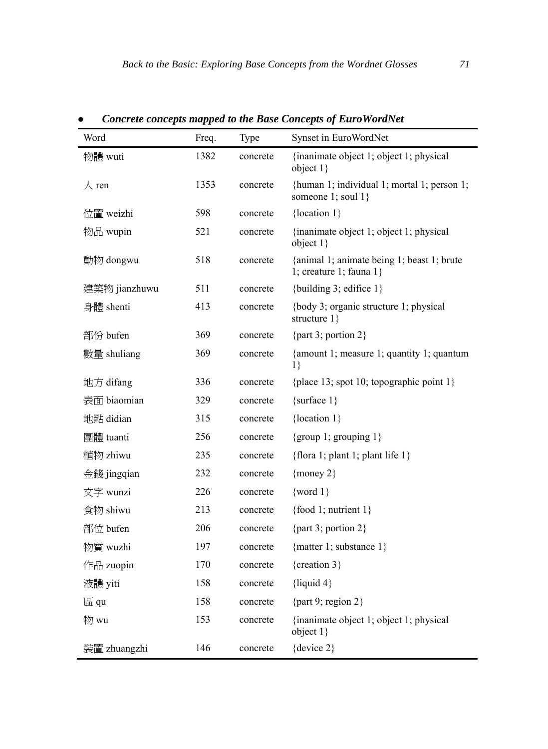- ***Concrete concepts mapped to the Base Concepts of EuroWordNet***

| Word | Freq. | Type | Synset in EuroWordNet |
|---|---|---|---|
| 物體 wuti | 1382 | concrete | {inanimate object 1; object 1; physical object 1} |
| 人 ren | 1353 | concrete | {human 1; individual 1; mortal 1; person 1; someone 1; soul 1} |
| 位置 weizhi | 598 | concrete | {location 1} |
| 物品 wupin | 521 | concrete | {inanimate object 1; object 1; physical object 1} |
| 動物 dongwu | 518 | concrete | {animal 1; animate being 1; beast 1; brute 1; creature 1; fauna 1} |
| 建築物 jianzhuwu | 511 | concrete | {building 3; edifice 1} |
| 身體 shenti | 413 | concrete | {body 3; organic structure 1; physical structure 1} |
| 部份 bufen | 369 | concrete | {part 3; portion 2} |
| 數量 shuliang | 369 | concrete | {amount 1; measure 1; quantity 1; quantum 1} |
| 地方 difang | 336 | concrete | {place 13; spot 10; topographic point 1} |
| 表面 biaomian | 329 | concrete | {surface 1} |
| 地點 didian | 315 | concrete | {location 1} |
| 團體 tuanti | 256 | concrete | {group 1; grouping 1} |
| 植物 zhiwu | 235 | concrete | {flora 1; plant 1; plant life 1} |
| 金錢 jingqian | 232 | concrete | {money 2} |
| 文字 wunzi | 226 | concrete | {word 1} |
| 食物 shiwu | 213 | concrete | {food 1; nutrient 1} |
| 部位 bufen | 206 | concrete | {part 3; portion 2} |
| 物質 wuzhi | 197 | concrete | {matter 1; substance 1} |
| 作品 zuopin | 170 | concrete | {creation 3} |
| 液體 yiti | 158 | concrete | {liquid 4} |
| 區 qu | 158 | concrete | {part 9; region 2} |
| 物 wu | 153 | concrete | {inanimate object 1; object 1; physical object 1} |
| 裝置 zhuangzhi | 146 | concrete | {device 2} |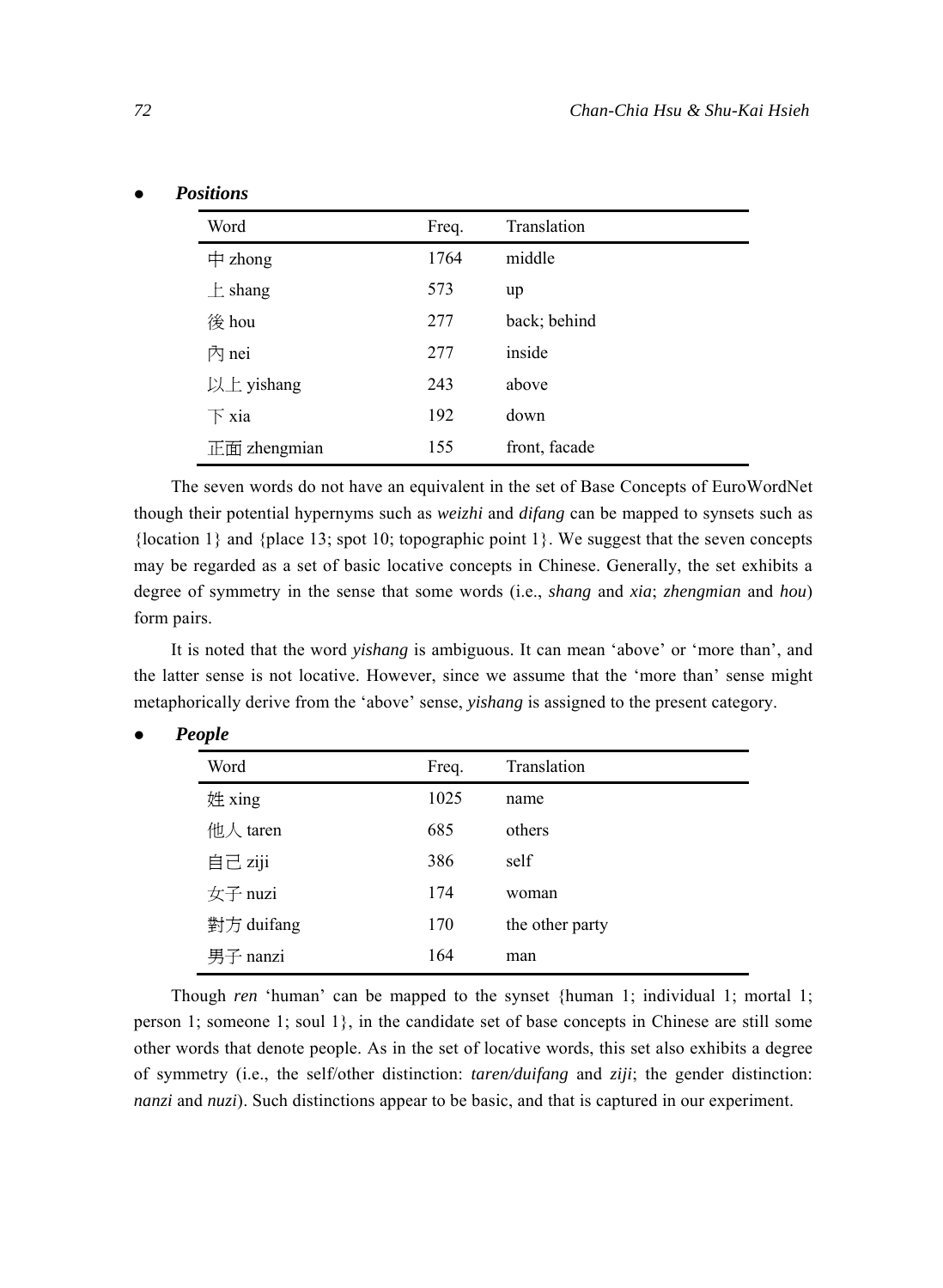- ***Positions***

| Word | Freq. | Translation |
|---|---|---|
| 中 zhong | 1764 | middle |
| 上 shang | 573 | up |
| 後 hou | 277 | back; behind |
| 內 nei | 277 | inside |
| 以上 yishang | 243 | above |
| 下 xia | 192 | down |
| 正面 zhengmian | 155 | front, facade |

The seven words do not have an equivalent in the set of Base Concepts of EuroWordNet though their potential hypernyms such as *weizhi* and *difang* can be mapped to synsets such as {location 1} and {place 13; spot 10; topographic point 1}. We suggest that the seven concepts may be regarded as a set of basic locative concepts in Chinese. Generally, the set exhibits a degree of symmetry in the sense that some words (i.e., *shang* and *xia*; *zhengmian* and *hou*) form pairs.

It is noted that the word *yishang* is ambiguous. It can mean 'above' or 'more than', and the latter sense is not locative. However, since we assume that the 'more than' sense might metaphorically derive from the 'above' sense, *yishang* is assigned to the present category.

- ***People***

| Word | Freq. | Translation |
|---|---|---|
| 姓 xing | 1025 | name |
| 他人 taren | 685 | others |
| 自己 ziji | 386 | self |
| 女子 nuzi | 174 | woman |
| 對方 duifang | 170 | the other party |
| 男子 nanzi | 164 | man |

Though *ren* 'human' can be mapped to the synset {human 1; individual 1; mortal 1; person 1; someone 1; soul 1}, in the candidate set of base concepts in Chinese are still some other words that denote people. As in the set of locative words, this set also exhibits a degree of symmetry (i.e., the self/other distinction: *taren/duifang* and *ziji*; the gender distinction: *nanzi* and *nuzi*). Such distinctions appear to be basic, and that is captured in our experiment.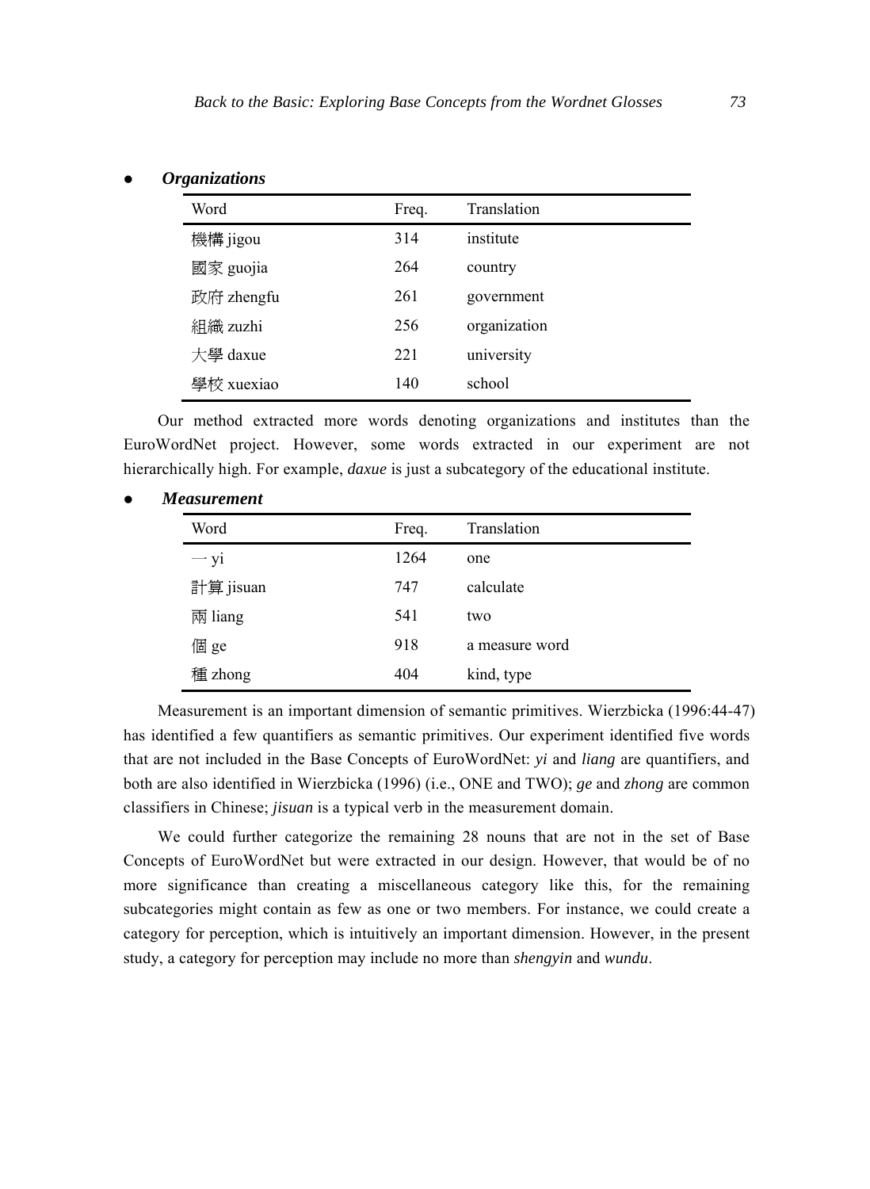- ***Organizations***

| Word | Freq. | Translation |
|---|---|---|
| 機構 jigou | 314 | institute |
| 國家 guojia | 264 | country |
| 政府 zhengfu | 261 | government |
| 組織 zuzhi | 256 | organization |
| 大學 daxue | 221 | university |
| 學校 xuexiao | 140 | school |

Our method extracted more words denoting organizations and institutes than the EuroWordNet project. However, some words extracted in our experiment are not hierarchically high. For example, *daxue* is just a subcategory of the educational institute.

- ***Measurement***

| Word | Freq. | Translation |
|---|---|---|
| 一 yi | 1264 | one |
| 計算 jisuan | 747 | calculate |
| 兩 liang | 541 | two |
| 個 ge | 918 | a measure word |
| 種 zhong | 404 | kind, type |

Measurement is an important dimension of semantic primitives. Wierzbicka (1996:44-47) has identified a few quantifiers as semantic primitives. Our experiment identified five words that are not included in the Base Concepts of EuroWordNet: *yi* and *liang* are quantifiers, and both are also identified in Wierzbicka (1996) (i.e., ONE and TWO); *ge* and *zhong* are common classifiers in Chinese; *jisuan* is a typical verb in the measurement domain.

We could further categorize the remaining 28 nouns that are not in the set of Base Concepts of EuroWordNet but were extracted in our design. However, that would be of no more significance than creating a miscellaneous category like this, for the remaining subcategories might contain as few as one or two members. For instance, we could create a category for perception, which is intuitively an important dimension. However, in the present study, a category for perception may include no more than *shengyin* and *wundu*.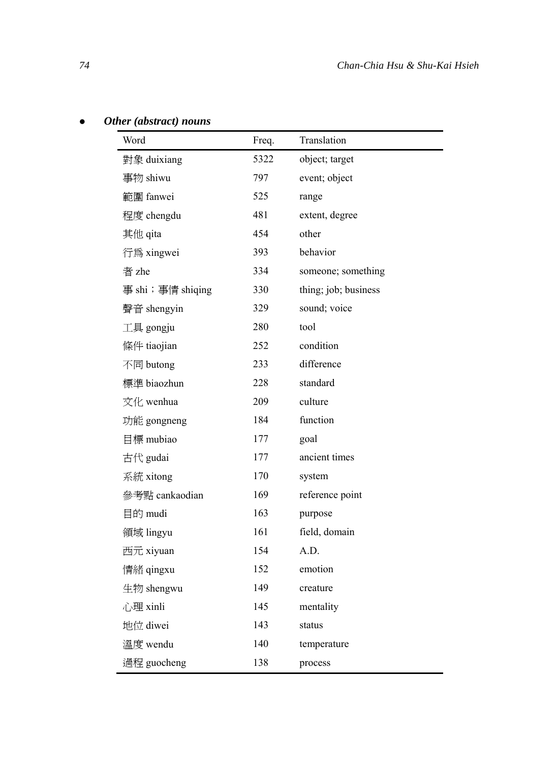- ***Other (abstract) nouns***

| Word | Freq. | Translation |
|---|---|---|
| 對象 duixiang | 5322 | object; target |
| 事物 shiwu | 797 | event; object |
| 範圍 fanwei | 525 | range |
| 程度 chengdu | 481 | extent, degree |
| 其他 qita | 454 | other |
| 行爲 xingwei | 393 | behavior |
| 者 zhe | 334 | someone; something |
| 事 shi；事情 shiqing | 330 | thing; job; business |
| 聲音 shengyin | 329 | sound; voice |
| 工具 gongju | 280 | tool |
| 條件 tiaojian | 252 | condition |
| 不同 butong | 233 | difference |
| 標準 biaozhun | 228 | standard |
| 文化 wenhua | 209 | culture |
| 功能 gongneng | 184 | function |
| 目標 mubiao | 177 | goal |
| 古代 gudai | 177 | ancient times |
| 系統 xitong | 170 | system |
| 參考點 cankaodian | 169 | reference point |
| 目的 mudi | 163 | purpose |
| 領域 lingyu | 161 | field, domain |
| 西元 xiyuan | 154 | A.D. |
| 情緒 qingxu | 152 | emotion |
| 生物 shengwu | 149 | creature |
| 心理 xinli | 145 | mentality |
| 地位 diwei | 143 | status |
| 溫度 wendu | 140 | temperature |
| 過程 guocheng | 138 | process |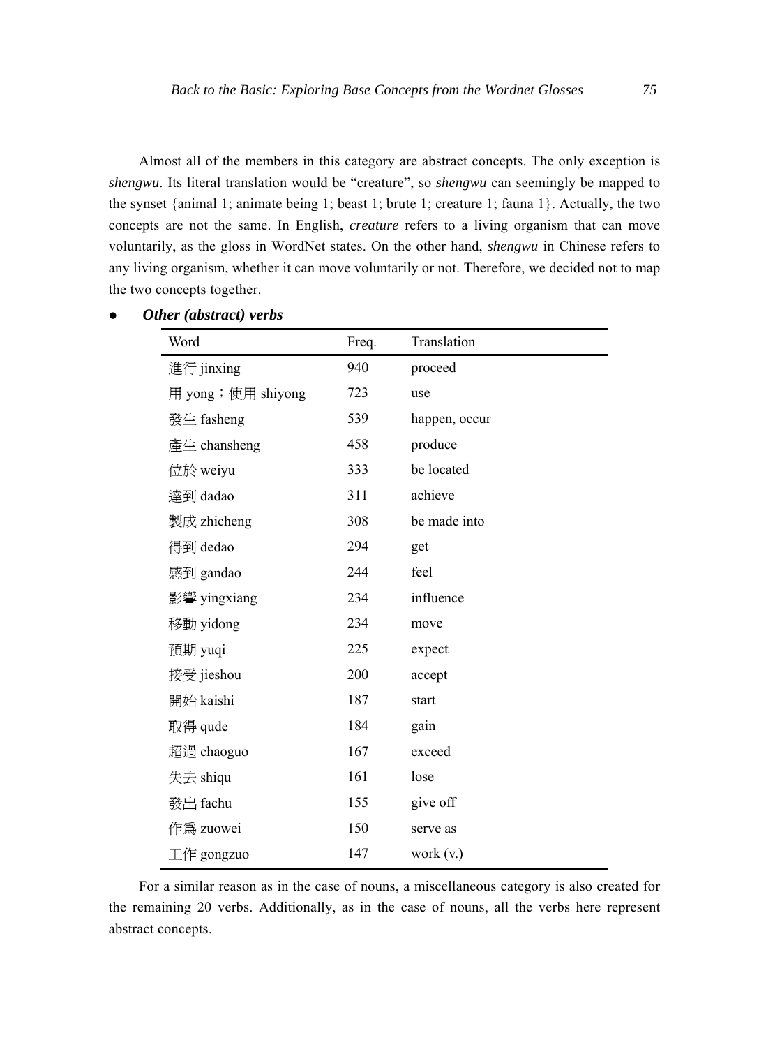Almost all of the members in this category are abstract concepts. The only exception is *shengwu*. Its literal translation would be "creature", so *shengwu* can seemingly be mapped to the synset {animal 1; animate being 1; beast 1; brute 1; creature 1; fauna 1}. Actually, the two concepts are not the same. In English, *creature* refers to a living organism that can move voluntarily, as the gloss in WordNet states. On the other hand, *shengwu* in Chinese refers to any living organism, whether it can move voluntarily or not. Therefore, we decided not to map the two concepts together.

- ***Other (abstract) verbs***

| Word | Freq. | Translation |
|---|---|---|
| 進行 jinxing | 940 | proceed |
| 用 yong；使用 shiyong | 723 | use |
| 發生 fasheng | 539 | happen, occur |
| 產生 chansheng | 458 | produce |
| 位於 weiyu | 333 | be located |
| 達到 dadao | 311 | achieve |
| 製成 zhicheng | 308 | be made into |
| 得到 dedao | 294 | get |
| 感到 gandao | 244 | feel |
| 影響 yingxiang | 234 | influence |
| 移動 yidong | 234 | move |
| 預期 yuqi | 225 | expect |
| 接受 jieshou | 200 | accept |
| 開始 kaishi | 187 | start |
| 取得 qude | 184 | gain |
| 超過 chaoguo | 167 | exceed |
| 失去 shiqu | 161 | lose |
| 發出 fachu | 155 | give off |
| 作爲 zuowei | 150 | serve as |
| 工作 gongzuo | 147 | work (v.) |

For a similar reason as in the case of nouns, a miscellaneous category is also created for the remaining 20 verbs. Additionally, as in the case of nouns, all the verbs here represent abstract concepts.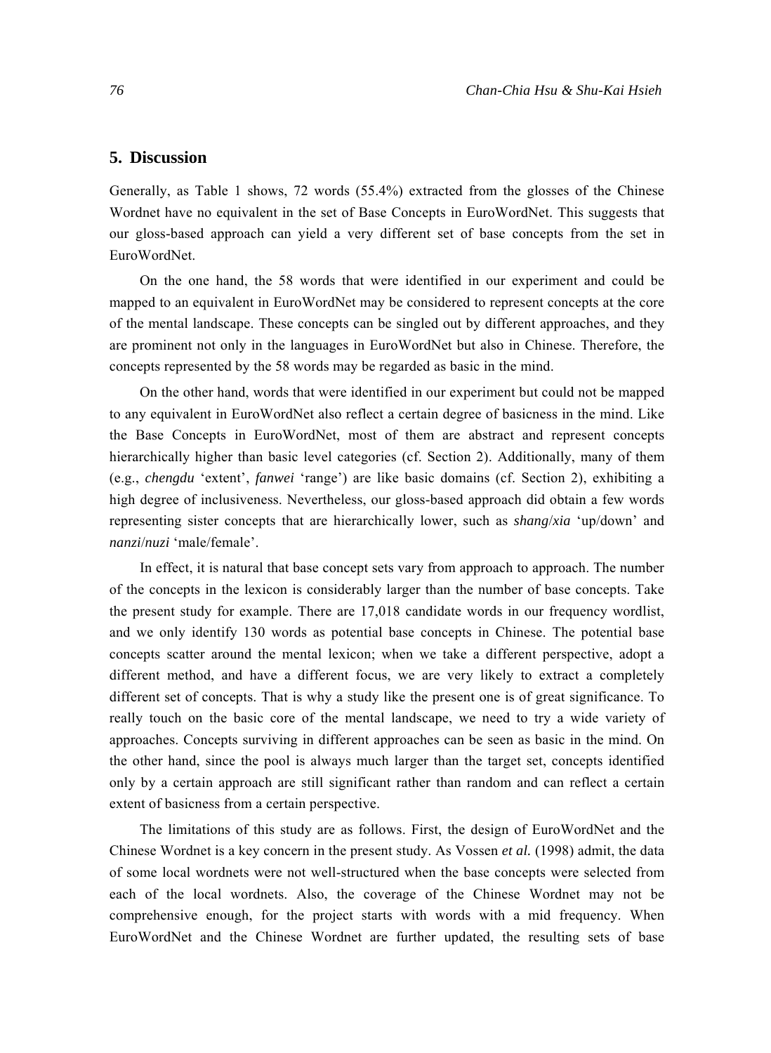## 5. Discussion

Generally, as Table 1 shows, 72 words (55.4%) extracted from the glosses of the Chinese Wordnet have no equivalent in the set of Base Concepts in EuroWordNet. This suggests that our gloss-based approach can yield a very different set of base concepts from the set in EuroWordNet.

On the one hand, the 58 words that were identified in our experiment and could be mapped to an equivalent in EuroWordNet may be considered to represent concepts at the core of the mental landscape. These concepts can be singled out by different approaches, and they are prominent not only in the languages in EuroWordNet but also in Chinese. Therefore, the concepts represented by the 58 words may be regarded as basic in the mind.

On the other hand, words that were identified in our experiment but could not be mapped to any equivalent in EuroWordNet also reflect a certain degree of basicness in the mind. Like the Base Concepts in EuroWordNet, most of them are abstract and represent concepts hierarchically higher than basic level categories (cf. Section 2). Additionally, many of them (e.g., *chengdu* 'extent', *fanwei* 'range') are like basic domains (cf. Section 2), exhibiting a high degree of inclusiveness. Nevertheless, our gloss-based approach did obtain a few words representing sister concepts that are hierarchically lower, such as *shang*/*xia* 'up/down' and *nanzi*/*nuzi* 'male/female'.

In effect, it is natural that base concept sets vary from approach to approach. The number of the concepts in the lexicon is considerably larger than the number of base concepts. Take the present study for example. There are 17,018 candidate words in our frequency wordlist, and we only identify 130 words as potential base concepts in Chinese. The potential base concepts scatter around the mental lexicon; when we take a different perspective, adopt a different method, and have a different focus, we are very likely to extract a completely different set of concepts. That is why a study like the present one is of great significance. To really touch on the basic core of the mental landscape, we need to try a wide variety of approaches. Concepts surviving in different approaches can be seen as basic in the mind. On the other hand, since the pool is always much larger than the target set, concepts identified only by a certain approach are still significant rather than random and can reflect a certain extent of basicness from a certain perspective.

The limitations of this study are as follows. First, the design of EuroWordNet and the Chinese Wordnet is a key concern in the present study. As Vossen *et al.* (1998) admit, the data of some local wordnets were not well-structured when the base concepts were selected from each of the local wordnets. Also, the coverage of the Chinese Wordnet may not be comprehensive enough, for the project starts with words with a mid frequency. When EuroWordNet and the Chinese Wordnet are further updated, the resulting sets of base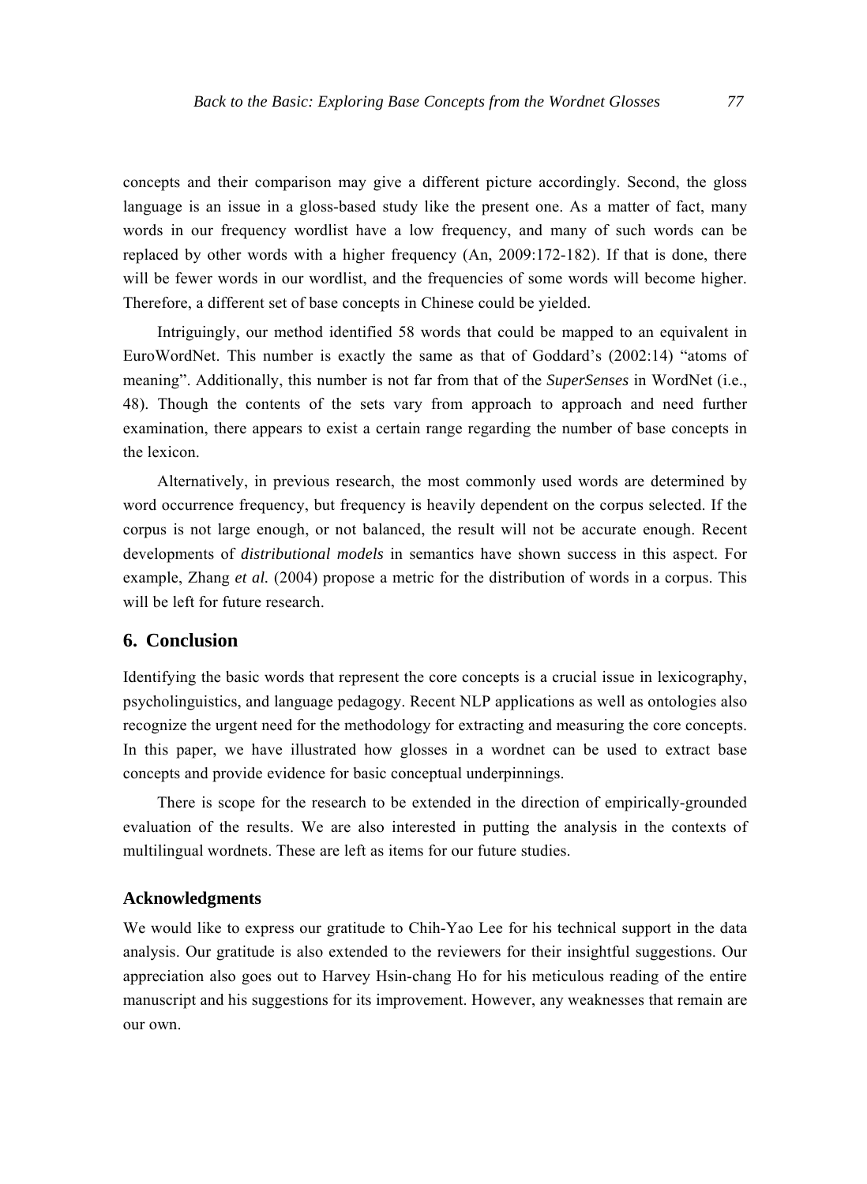concepts and their comparison may give a different picture accordingly. Second, the gloss language is an issue in a gloss-based study like the present one. As a matter of fact, many words in our frequency wordlist have a low frequency, and many of such words can be replaced by other words with a higher frequency (An, 2009:172-182). If that is done, there will be fewer words in our wordlist, and the frequencies of some words will become higher. Therefore, a different set of base concepts in Chinese could be yielded.

Intriguingly, our method identified 58 words that could be mapped to an equivalent in EuroWordNet. This number is exactly the same as that of Goddard's (2002:14) "atoms of meaning". Additionally, this number is not far from that of the *SuperSenses* in WordNet (i.e., 48). Though the contents of the sets vary from approach to approach and need further examination, there appears to exist a certain range regarding the number of base concepts in the lexicon.

Alternatively, in previous research, the most commonly used words are determined by word occurrence frequency, but frequency is heavily dependent on the corpus selected. If the corpus is not large enough, or not balanced, the result will not be accurate enough. Recent developments of *distributional models* in semantics have shown success in this aspect. For example, Zhang *et al.* (2004) propose a metric for the distribution of words in a corpus. This will be left for future research.

## 6. Conclusion

Identifying the basic words that represent the core concepts is a crucial issue in lexicography, psycholinguistics, and language pedagogy. Recent NLP applications as well as ontologies also recognize the urgent need for the methodology for extracting and measuring the core concepts. In this paper, we have illustrated how glosses in a wordnet can be used to extract base concepts and provide evidence for basic conceptual underpinnings.

There is scope for the research to be extended in the direction of empirically-grounded evaluation of the results. We are also interested in putting the analysis in the contexts of multilingual wordnets. These are left as items for our future studies.

### Acknowledgments

We would like to express our gratitude to Chih-Yao Lee for his technical support in the data analysis. Our gratitude is also extended to the reviewers for their insightful suggestions. Our appreciation also goes out to Harvey Hsin-chang Ho for his meticulous reading of the entire manuscript and his suggestions for its improvement. However, any weaknesses that remain are our own.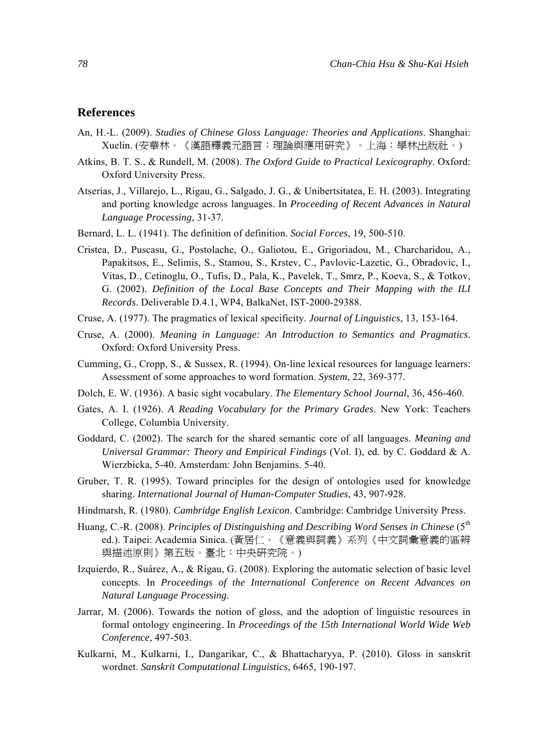## References

An, H.-L. (2009). *Studies of Chinese Gloss Language: Theories and Applications*. Shanghai: Xuelin. (安華林。《漢語釋義元語言：理論與應用研究》。上海：學林出版社。)

Atkins, B. T. S., & Rundell, M. (2008). *The Oxford Guide to Practical Lexicography*. Oxford: Oxford University Press.

Atserias, J., Villarejo, L., Rigau, G., Salgado, J. G., & Unibertsitatea, E. H. (2003). Integrating and porting knowledge across languages. In *Proceeding of Recent Advances in Natural Language Processing*, 31-37.

Bernard, L. L. (1941). The definition of definition. *Social Forces*, 19, 500-510.

Cristea, D., Puscasu, G., Postolache, O., Galiotou, E., Grigoriadou, M., Charcharidou, A., Papakitsos, E., Selimis, S., Stamou, S., Krstev, C., Pavlovic-Lazetic, G., Obradovic, I., Vitas, D., Cetinoglu, O., Tufis, D., Pala, K., Pavelek, T., Smrz, P., Koeva, S., & Totkov, G. (2002). *Definition of the Local Base Concepts and Their Mapping with the ILI Records*. Deliverable D.4.1, WP4, BalkaNet, IST-2000-29388.

Cruse, A. (1977). The pragmatics of lexical specificity. *Journal of Linguistics*, 13, 153-164.

Cruse, A. (2000). *Meaning in Language: An Introduction to Semantics and Pragmatics*. Oxford: Oxford University Press.

Cumming, G., Cropp, S., & Sussex, R. (1994). On-line lexical resources for language learners: Assessment of some approaches to word formation. *System*, 22, 369-377.

Dolch, E. W. (1936). A basic sight vocabulary. *The Elementary School Journal*, 36, 456-460.

Gates, A. I. (1926). *A Reading Vocabulary for the Primary Grades*. New York: Teachers College, Columbia University.

Goddard, C. (2002). The search for the shared semantic core of all languages. *Meaning and Universal Grammar: Theory and Empirical Findings* (Vol. I), ed. by C. Goddard & A. Wierzbicka, 5-40. Amsterdam: John Benjamins. 5-40.

Gruber, T. R. (1995). Toward principles for the design of ontologies used for knowledge sharing. *International Journal of Human-Computer Studies*, 43, 907-928.

Hindmarsh, R. (1980). *Cambridge English Lexicon*. Cambridge: Cambridge University Press.

Huang, C.-R. (2008). *Principles of Distinguishing and Describing Word Senses in Chinese* (5th ed.). Taipei: Academia Sinica. (黃居仁。《意義與詞義》系列《中文詞彙意義的區辨與描述原則》第五版。臺北：中央研究院。)

Izquierdo, R., Suárez, A., & Rigau, G. (2008). Exploring the automatic selection of basic level concepts. In *Proceedings of the International Conference on Recent Advances on Natural Language Processing*.

Jarrar, M. (2006). Towards the notion of gloss, and the adoption of linguistic resources in formal ontology engineering. In *Proceedings of the 15th International World Wide Web Conference*, 497-503.

Kulkarni, M., Kulkarni, I., Dangarikar, C., & Bhattacharyya, P. (2010). Gloss in sanskrit wordnet. *Sanskrit Computational Linguistics*, 6465, 190-197.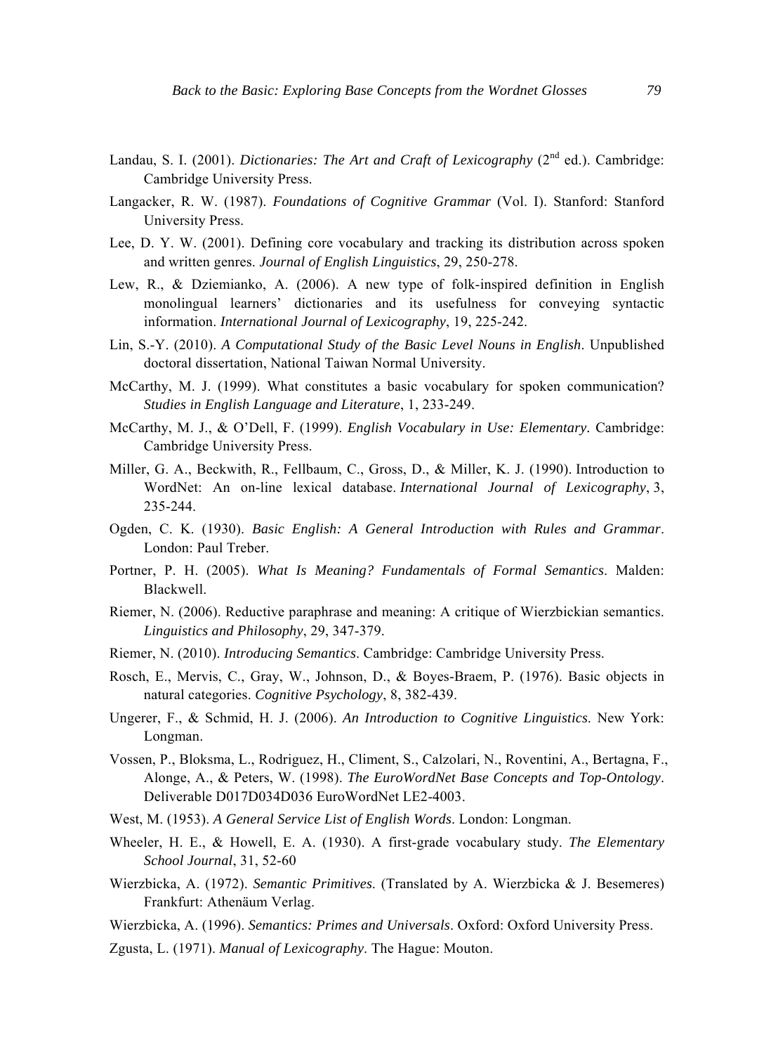Landau, S. I. (2001). *Dictionaries: The Art and Craft of Lexicography* (2nd ed.). Cambridge: Cambridge University Press.

Langacker, R. W. (1987). *Foundations of Cognitive Grammar* (Vol. I). Stanford: Stanford University Press.

Lee, D. Y. W. (2001). Defining core vocabulary and tracking its distribution across spoken and written genres. *Journal of English Linguistics*, 29, 250-278.

Lew, R., & Dziemianko, A. (2006). A new type of folk-inspired definition in English monolingual learners' dictionaries and its usefulness for conveying syntactic information. *International Journal of Lexicography*, 19, 225-242.

Lin, S.-Y. (2010). *A Computational Study of the Basic Level Nouns in English*. Unpublished doctoral dissertation, National Taiwan Normal University.

McCarthy, M. J. (1999). What constitutes a basic vocabulary for spoken communication? *Studies in English Language and Literature*, 1, 233-249.

McCarthy, M. J., & O'Dell, F. (1999). *English Vocabulary in Use: Elementary*. Cambridge: Cambridge University Press.

Miller, G. A., Beckwith, R., Fellbaum, C., Gross, D., & Miller, K. J. (1990). Introduction to WordNet: An on-line lexical database. *International Journal of Lexicography*, 3, 235-244.

Ogden, C. K. (1930). *Basic English: A General Introduction with Rules and Grammar*. London: Paul Treber.

Portner, P. H. (2005). *What Is Meaning? Fundamentals of Formal Semantics*. Malden: Blackwell.

Riemer, N. (2006). Reductive paraphrase and meaning: A critique of Wierzbickian semantics. *Linguistics and Philosophy*, 29, 347-379.

Riemer, N. (2010). *Introducing Semantics*. Cambridge: Cambridge University Press.

Rosch, E., Mervis, C., Gray, W., Johnson, D., & Boyes-Braem, P. (1976). Basic objects in natural categories. *Cognitive Psychology*, 8, 382-439.

Ungerer, F., & Schmid, H. J. (2006). *An Introduction to Cognitive Linguistics*. New York: Longman.

Vossen, P., Bloksma, L., Rodriguez, H., Climent, S., Calzolari, N., Roventini, A., Bertagna, F., Alonge, A., & Peters, W. (1998). *The EuroWordNet Base Concepts and Top-Ontology*. Deliverable D017D034D036 EuroWordNet LE2-4003.

West, M. (1953). *A General Service List of English Words*. London: Longman.

Wheeler, H. E., & Howell, E. A. (1930). A first-grade vocabulary study. *The Elementary School Journal*, 31, 52-60

Wierzbicka, A. (1972). *Semantic Primitives*. (Translated by A. Wierzbicka & J. Besemeres) Frankfurt: Athenäum Verlag.

Wierzbicka, A. (1996). *Semantics: Primes and Universals*. Oxford: Oxford University Press.

Zgusta, L. (1971). *Manual of Lexicography*. The Hague: Mouton.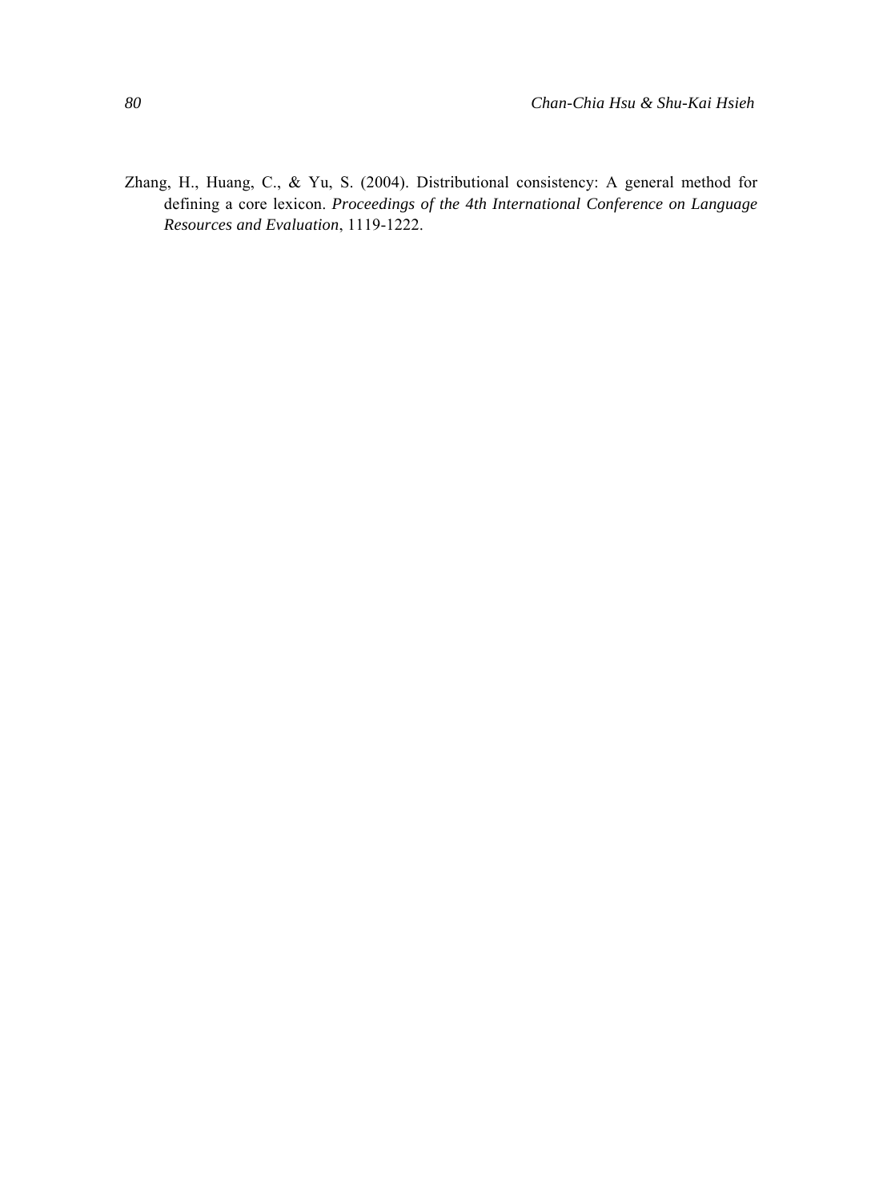Zhang, H., Huang, C., & Yu, S. (2004). Distributional consistency: A general method for defining a core lexicon. *Proceedings of the 4th International Conference on Language Resources and Evaluation*, 1119-1222.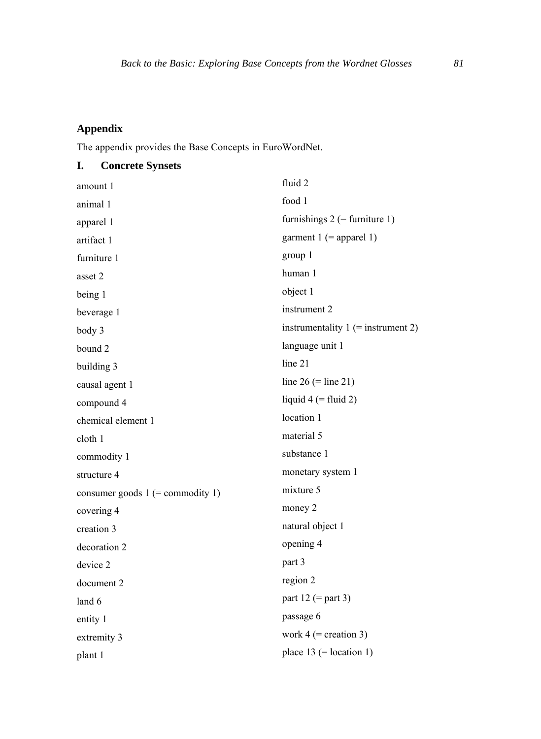## Appendix

The appendix provides the Base Concepts in EuroWordNet.

### I. Concrete Synsets

amount 1
animal 1
apparel 1
artifact 1
furniture 1
asset 2
being 1
beverage 1
body 3
bound 2
building 3
causal agent 1
compound 4
chemical element 1
cloth 1
commodity 1
structure 4
consumer goods 1 (= commodity 1)
covering 4
creation 3
decoration 2
device 2
document 2
land 6
entity 1
extremity 3
plant 1
fluid 2
food 1
furnishings 2 (= furniture 1)
garment 1 (= apparel 1)
group 1
human 1
object 1
instrument 2
instrumentality 1 (= instrument 2)
language unit 1
line 21
line 26 (= line 21)
liquid 4 (= fluid 2)
location 1
material 5
substance 1
monetary system 1
mixture 5
money 2
natural object 1
opening 4
part 3
region 2
part 12 (= part 3)
passage 6
work 4 (= creation 3)
place 13 (= location 1)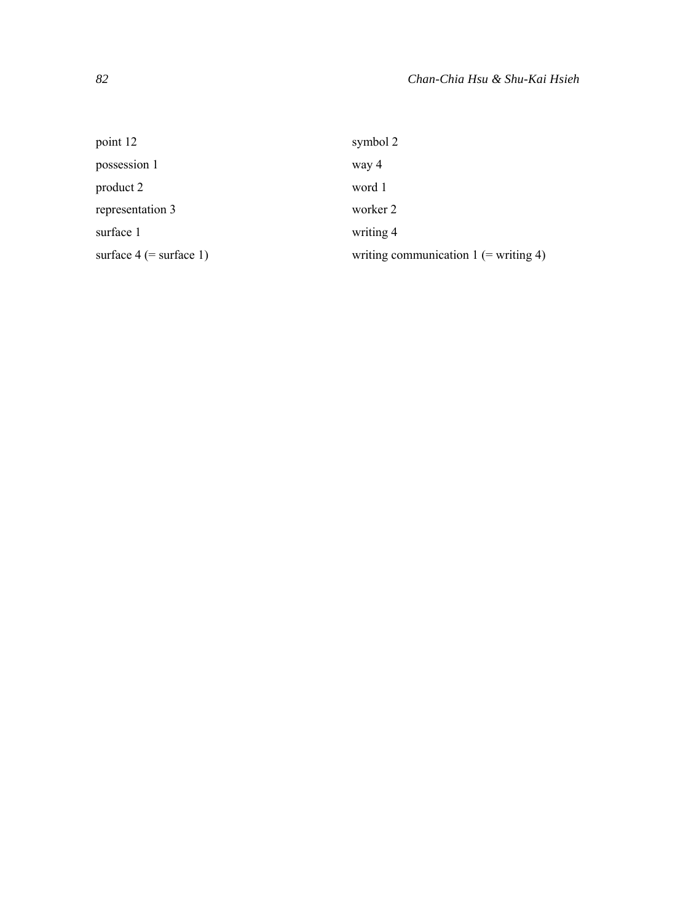point 12

possession 1

product 2

representation 3

surface 1

surface 4 (= surface 1)

symbol 2

way 4

word 1

worker 2

writing 4

writing communication 1 (= writing 4)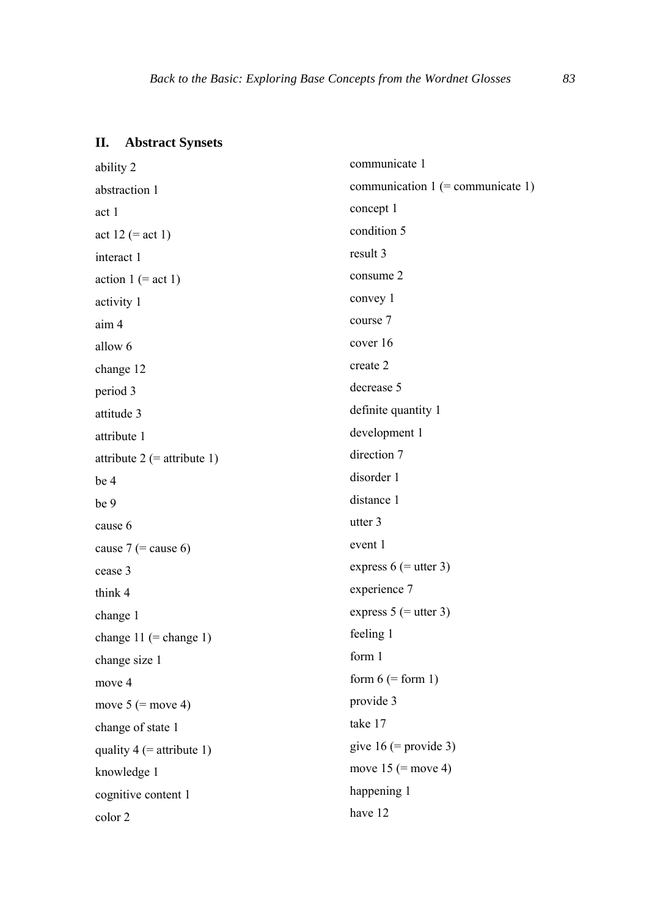## II. Abstract Synsets

ability 2

abstraction 1

act 1

act 12 (= act 1)

interact 1

action 1 (= act 1)

activity 1

aim 4

allow 6

change 12

period 3

attitude 3

attribute 1

attribute 2 (= attribute 1)

be 4

be 9

cause 6

cause 7 (= cause 6)

cease 3

think 4

change 1

change 11 (= change 1)

change size 1

move 4

move 5 (= move 4)

change of state 1

quality 4 (= attribute 1)

knowledge 1

cognitive content 1

color 2

communicate 1

communication 1 (= communicate 1)

concept 1

condition 5

result 3

consume 2

convey 1

course 7

cover 16

create 2

decrease 5

definite quantity 1

development 1

direction 7

disorder 1

distance 1

utter 3

event 1

express 6 (= utter 3)

experience 7

express 5 (= utter 3)

feeling 1

form 1

form 6 (= form 1)

provide 3

take 17

give 16 (= provide 3)

move 15 (= move 4)

happening 1

have 12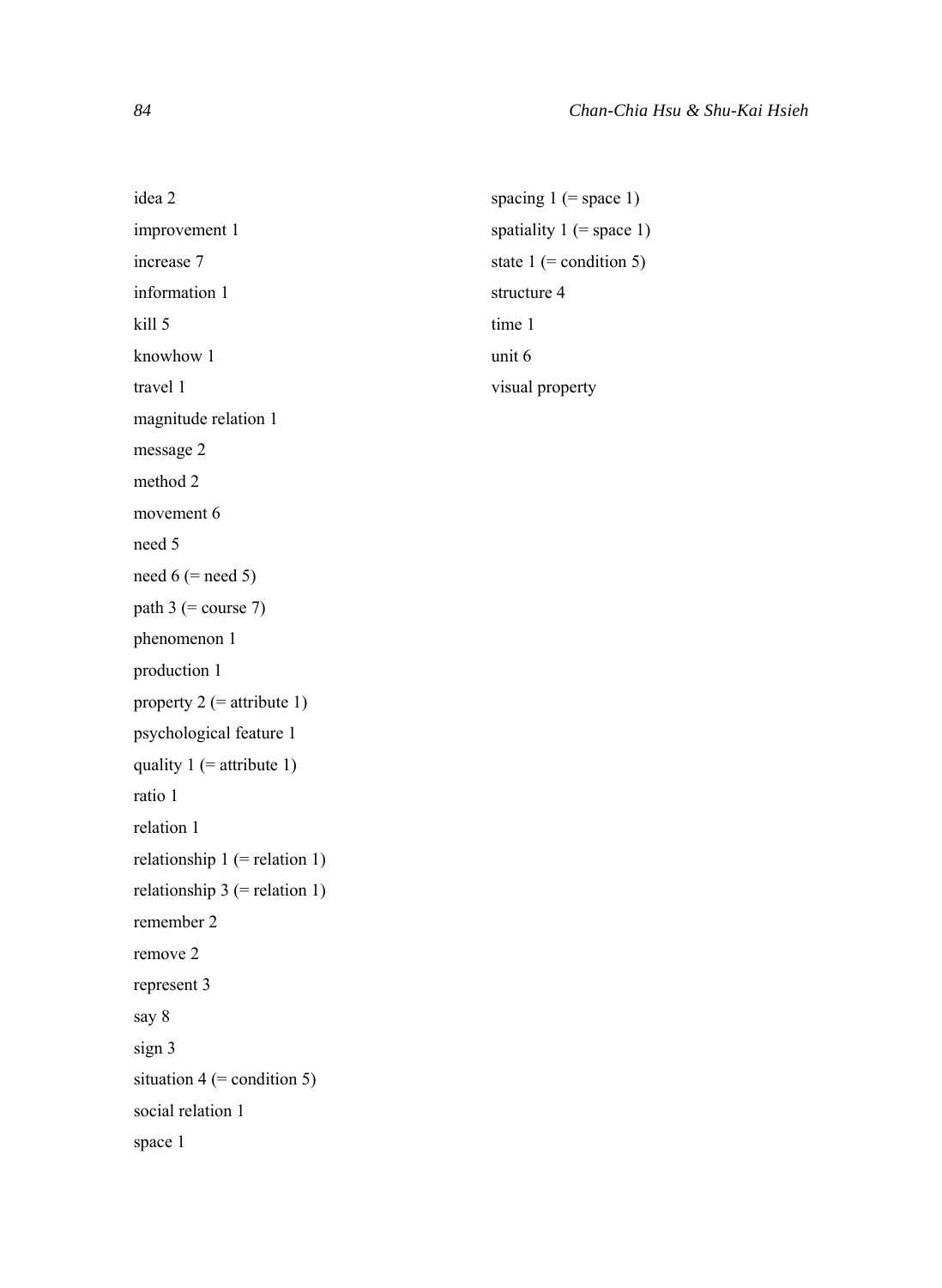idea 2

improvement 1

increase 7

information 1

kill 5

knowhow 1

travel 1

magnitude relation 1

message 2

method 2

movement 6

need 5

need 6 (= need 5)

path 3 (= course 7)

phenomenon 1

production 1

property 2 (= attribute 1)

psychological feature 1

quality 1 (= attribute 1)

ratio 1

relation 1

relationship 1 (= relation 1)

relationship 3 (= relation 1)

remember 2

remove 2

represent 3

say 8

sign 3

situation 4 (= condition 5)

social relation 1

space 1

spacing 1 (= space 1)

spatiality 1 (= space 1)

state 1 (= condition 5)

structure 4

time 1

unit 6

visual property